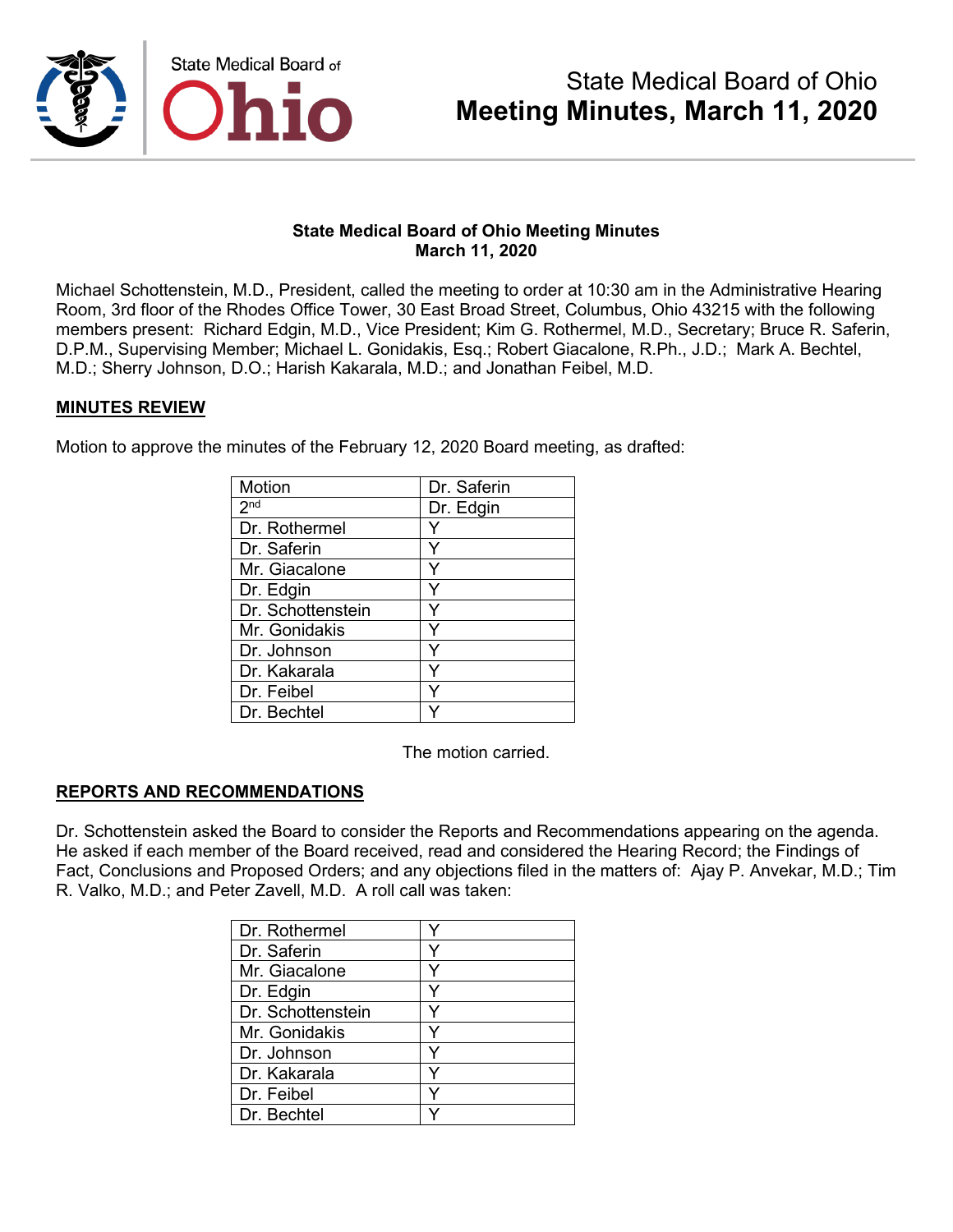# State Medical Board of Ohio Meeting Minutes, March 11, 2020

**State Medical Board of Ohio Meeting Minutes**
**March 11, 2020**

Michael Schottenstein, M.D., President, called the meeting to order at 10:30 am in the Administrative Hearing Room, 3rd floor of the Rhodes Office Tower, 30 East Broad Street, Columbus, Ohio 43215 with the following members present: Richard Edgin, M.D., Vice President; Kim G. Rothermel, M.D., Secretary; Bruce R. Saferin, D.P.M., Supervising Member; Michael L. Gonidakis, Esq.; Robert Giacalone, R.Ph., J.D.; Mark A. Bechtel, M.D.; Sherry Johnson, D.O.; Harish Kakarala, M.D.; and Jonathan Feibel, M.D.

## MINUTES REVIEW

Motion to approve the minutes of the February 12, 2020 Board meeting, as drafted:

| Motion | Dr. Saferin |
|---|---|
| 2nd | Dr. Edgin |
| Dr. Rothermel | Y |
| Dr. Saferin | Y |
| Mr. Giacalone | Y |
| Dr. Edgin | Y |
| Dr. Schottenstein | Y |
| Mr. Gonidakis | Y |
| Dr. Johnson | Y |
| Dr. Kakarala | Y |
| Dr. Feibel | Y |
| Dr. Bechtel | Y |

The motion carried.

## REPORTS AND RECOMMENDATIONS

Dr. Schottenstein asked the Board to consider the Reports and Recommendations appearing on the agenda. He asked if each member of the Board received, read and considered the Hearing Record; the Findings of Fact, Conclusions and Proposed Orders; and any objections filed in the matters of: Ajay P. Anvekar, M.D.; Tim R. Valko, M.D.; and Peter Zavell, M.D. A roll call was taken:

| Dr. Rothermel | Y |
|---|---|
| Dr. Saferin | Y |
| Mr. Giacalone | Y |
| Dr. Edgin | Y |
| Dr. Schottenstein | Y |
| Mr. Gonidakis | Y |
| Dr. Johnson | Y |
| Dr. Kakarala | Y |
| Dr. Feibel | Y |
| Dr. Bechtel | Y |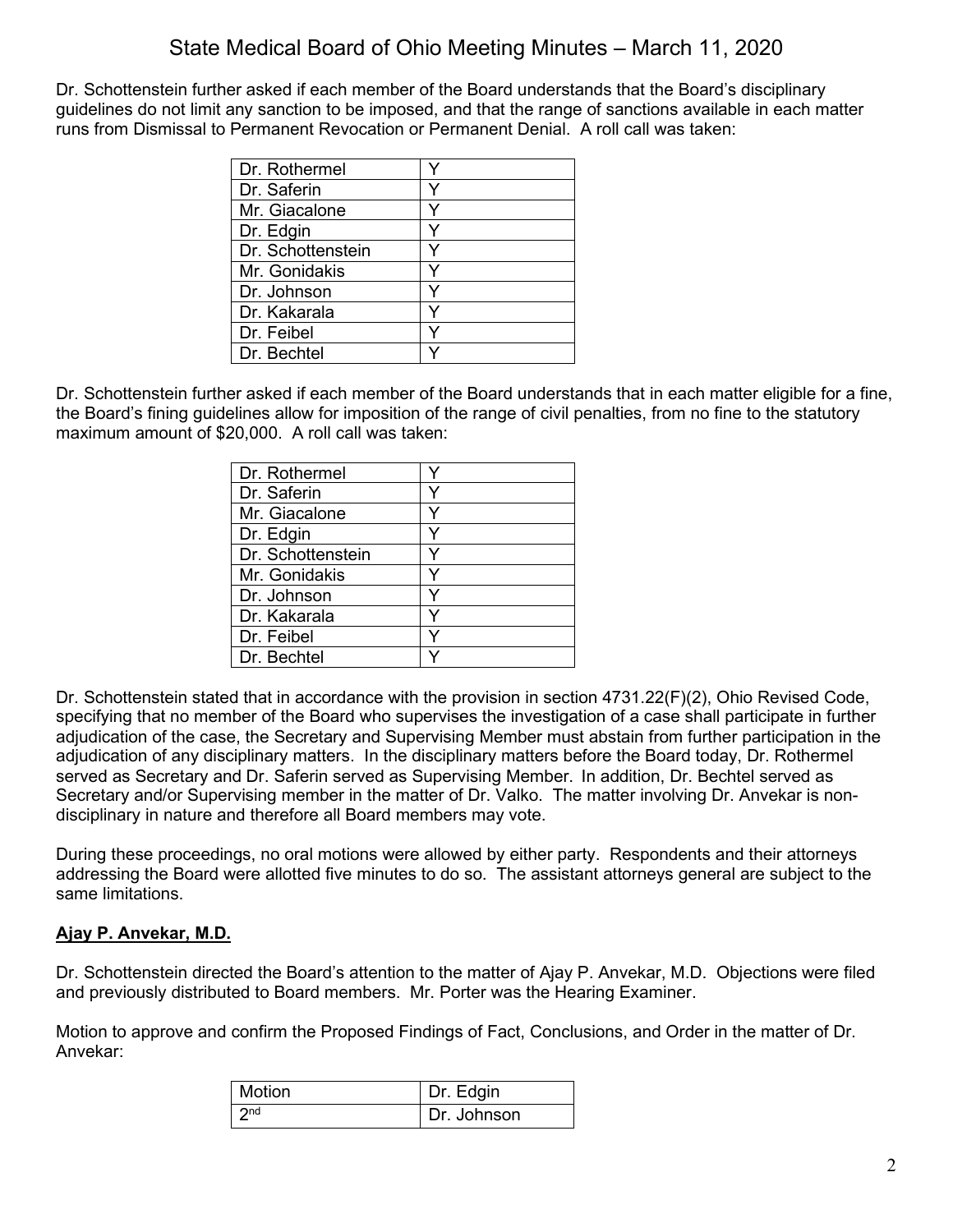Dr. Schottenstein further asked if each member of the Board understands that the Board's disciplinary guidelines do not limit any sanction to be imposed, and that the range of sanctions available in each matter runs from Dismissal to Permanent Revocation or Permanent Denial. A roll call was taken:

| | |
|---|---|
| Dr. Rothermel | Y |
| Dr. Saferin | Y |
| Mr. Giacalone | Y |
| Dr. Edgin | Y |
| Dr. Schottenstein | Y |
| Mr. Gonidakis | Y |
| Dr. Johnson | Y |
| Dr. Kakarala | Y |
| Dr. Feibel | Y |
| Dr. Bechtel | Y |

Dr. Schottenstein further asked if each member of the Board understands that in each matter eligible for a fine, the Board's fining guidelines allow for imposition of the range of civil penalties, from no fine to the statutory maximum amount of $20,000. A roll call was taken:

| | |
|---|---|
| Dr. Rothermel | Y |
| Dr. Saferin | Y |
| Mr. Giacalone | Y |
| Dr. Edgin | Y |
| Dr. Schottenstein | Y |
| Mr. Gonidakis | Y |
| Dr. Johnson | Y |
| Dr. Kakarala | Y |
| Dr. Feibel | Y |
| Dr. Bechtel | Y |

Dr. Schottenstein stated that in accordance with the provision in section 4731.22(F)(2), Ohio Revised Code, specifying that no member of the Board who supervises the investigation of a case shall participate in further adjudication of the case, the Secretary and Supervising Member must abstain from further participation in the adjudication of any disciplinary matters. In the disciplinary matters before the Board today, Dr. Rothermel served as Secretary and Dr. Saferin served as Supervising Member. In addition, Dr. Bechtel served as Secretary and/or Supervising member in the matter of Dr. Valko. The matter involving Dr. Anvekar is non-disciplinary in nature and therefore all Board members may vote.

During these proceedings, no oral motions were allowed by either party. Respondents and their attorneys addressing the Board were allotted five minutes to do so. The assistant attorneys general are subject to the same limitations.

**Ajay P. Anvekar, M.D.**

Dr. Schottenstein directed the Board's attention to the matter of Ajay P. Anvekar, M.D. Objections were filed and previously distributed to Board members. Mr. Porter was the Hearing Examiner.

Motion to approve and confirm the Proposed Findings of Fact, Conclusions, and Order in the matter of Dr. Anvekar:

| | |
|---|---|
| Motion | Dr. Edgin |
| 2nd | Dr. Johnson |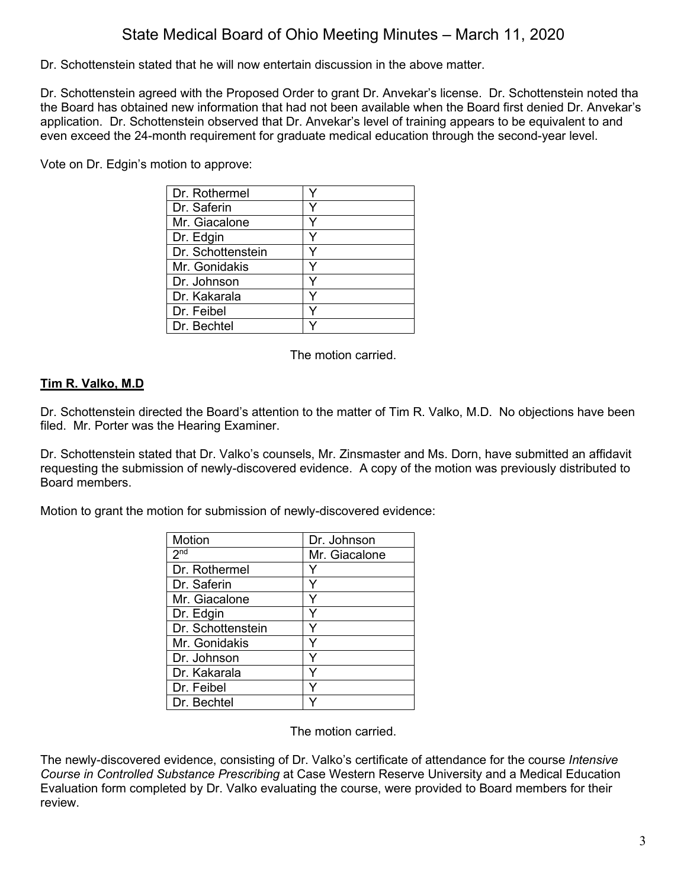Dr. Schottenstein stated that he will now entertain discussion in the above matter.

Dr. Schottenstein agreed with the Proposed Order to grant Dr. Anvekar's license. Dr. Schottenstein noted tha the Board has obtained new information that had not been available when the Board first denied Dr. Anvekar's application. Dr. Schottenstein observed that Dr. Anvekar's level of training appears to be equivalent to and even exceed the 24-month requirement for graduate medical education through the second-year level.

Vote on Dr. Edgin's motion to approve:

| | |
|---|---|
| Dr. Rothermel | Y |
| Dr. Saferin | Y |
| Mr. Giacalone | Y |
| Dr. Edgin | Y |
| Dr. Schottenstein | Y |
| Mr. Gonidakis | Y |
| Dr. Johnson | Y |
| Dr. Kakarala | Y |
| Dr. Feibel | Y |
| Dr. Bechtel | Y |

The motion carried.

**Tim R. Valko, M.D**

Dr. Schottenstein directed the Board's attention to the matter of Tim R. Valko, M.D. No objections have been filed. Mr. Porter was the Hearing Examiner.

Dr. Schottenstein stated that Dr. Valko's counsels, Mr. Zinsmaster and Ms. Dorn, have submitted an affidavit requesting the submission of newly-discovered evidence. A copy of the motion was previously distributed to Board members.

Motion to grant the motion for submission of newly-discovered evidence:

| Motion | Dr. Johnson |
|---|---|
| 2nd | Mr. Giacalone |
| Dr. Rothermel | Y |
| Dr. Saferin | Y |
| Mr. Giacalone | Y |
| Dr. Edgin | Y |
| Dr. Schottenstein | Y |
| Mr. Gonidakis | Y |
| Dr. Johnson | Y |
| Dr. Kakarala | Y |
| Dr. Feibel | Y |
| Dr. Bechtel | Y |

The motion carried.

The newly-discovered evidence, consisting of Dr. Valko's certificate of attendance for the course *Intensive Course in Controlled Substance Prescribing* at Case Western Reserve University and a Medical Education Evaluation form completed by Dr. Valko evaluating the course, were provided to Board members for their review.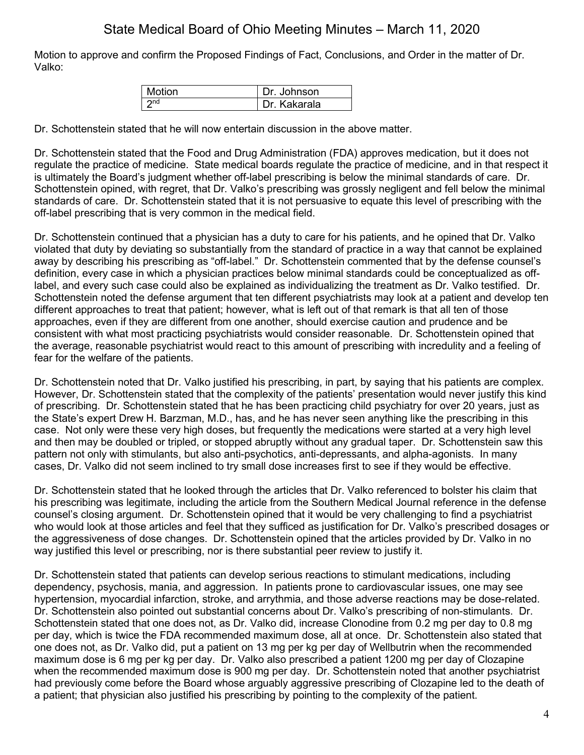Motion to approve and confirm the Proposed Findings of Fact, Conclusions, and Order in the matter of Dr. Valko:

| Motion | Dr. Johnson |
|---|---|
| 2nd | Dr. Kakarala |

Dr. Schottenstein stated that he will now entertain discussion in the above matter.

Dr. Schottenstein stated that the Food and Drug Administration (FDA) approves medication, but it does not regulate the practice of medicine. State medical boards regulate the practice of medicine, and in that respect it is ultimately the Board's judgment whether off-label prescribing is below the minimal standards of care. Dr. Schottenstein opined, with regret, that Dr. Valko's prescribing was grossly negligent and fell below the minimal standards of care. Dr. Schottenstein stated that it is not persuasive to equate this level of prescribing with the off-label prescribing that is very common in the medical field.

Dr. Schottenstein continued that a physician has a duty to care for his patients, and he opined that Dr. Valko violated that duty by deviating so substantially from the standard of practice in a way that cannot be explained away by describing his prescribing as "off-label." Dr. Schottenstein commented that by the defense counsel's definition, every case in which a physician practices below minimal standards could be conceptualized as off-label, and every such case could also be explained as individualizing the treatment as Dr. Valko testified. Dr. Schottenstein noted the defense argument that ten different psychiatrists may look at a patient and develop ten different approaches to treat that patient; however, what is left out of that remark is that all ten of those approaches, even if they are different from one another, should exercise caution and prudence and be consistent with what most practicing psychiatrists would consider reasonable. Dr. Schottenstein opined that the average, reasonable psychiatrist would react to this amount of prescribing with incredulity and a feeling of fear for the welfare of the patients.

Dr. Schottenstein noted that Dr. Valko justified his prescribing, in part, by saying that his patients are complex. However, Dr. Schottenstein stated that the complexity of the patients' presentation would never justify this kind of prescribing. Dr. Schottenstein stated that he has been practicing child psychiatry for over 20 years, just as the State's expert Drew H. Barzman, M.D., has, and he has never seen anything like the prescribing in this case. Not only were these very high doses, but frequently the medications were started at a very high level and then may be doubled or tripled, or stopped abruptly without any gradual taper. Dr. Schottenstein saw this pattern not only with stimulants, but also anti-psychotics, anti-depressants, and alpha-agonists. In many cases, Dr. Valko did not seem inclined to try small dose increases first to see if they would be effective.

Dr. Schottenstein stated that he looked through the articles that Dr. Valko referenced to bolster his claim that his prescribing was legitimate, including the article from the Southern Medical Journal reference in the defense counsel's closing argument. Dr. Schottenstein opined that it would be very challenging to find a psychiatrist who would look at those articles and feel that they sufficed as justification for Dr. Valko's prescribed dosages or the aggressiveness of dose changes. Dr. Schottenstein opined that the articles provided by Dr. Valko in no way justified this level or prescribing, nor is there substantial peer review to justify it.

Dr. Schottenstein stated that patients can develop serious reactions to stimulant medications, including dependency, psychosis, mania, and aggression. In patients prone to cardiovascular issues, one may see hypertension, myocardial infarction, stroke, and arrythmia, and those adverse reactions may be dose-related. Dr. Schottenstein also pointed out substantial concerns about Dr. Valko's prescribing of non-stimulants. Dr. Schottenstein stated that one does not, as Dr. Valko did, increase Clonodine from 0.2 mg per day to 0.8 mg per day, which is twice the FDA recommended maximum dose, all at once. Dr. Schottenstein also stated that one does not, as Dr. Valko did, put a patient on 13 mg per kg per day of Wellbutrin when the recommended maximum dose is 6 mg per kg per day. Dr. Valko also prescribed a patient 1200 mg per day of Clozapine when the recommended maximum dose is 900 mg per day. Dr. Schottenstein noted that another psychiatrist had previously come before the Board whose arguably aggressive prescribing of Clozapine led to the death of a patient; that physician also justified his prescribing by pointing to the complexity of the patient.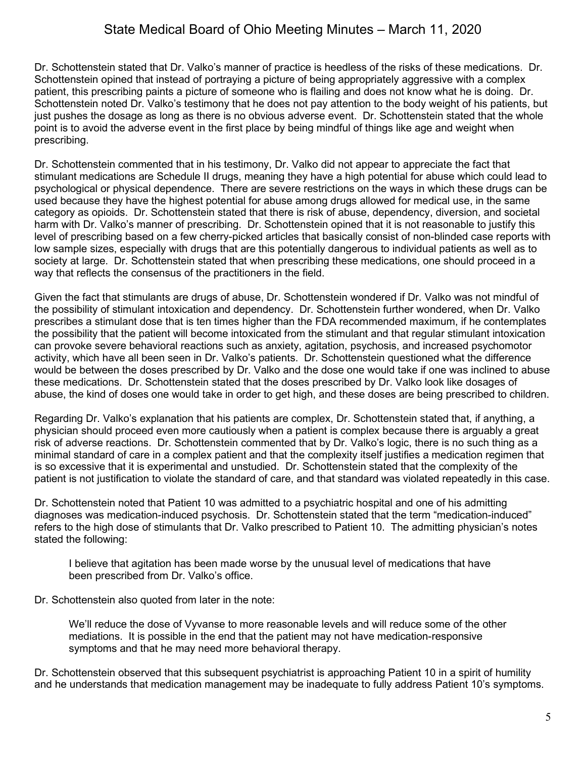Dr. Schottenstein stated that Dr. Valko's manner of practice is heedless of the risks of these medications. Dr. Schottenstein opined that instead of portraying a picture of being appropriately aggressive with a complex patient, this prescribing paints a picture of someone who is flailing and does not know what he is doing. Dr. Schottenstein noted Dr. Valko's testimony that he does not pay attention to the body weight of his patients, but just pushes the dosage as long as there is no obvious adverse event. Dr. Schottenstein stated that the whole point is to avoid the adverse event in the first place by being mindful of things like age and weight when prescribing.

Dr. Schottenstein commented that in his testimony, Dr. Valko did not appear to appreciate the fact that stimulant medications are Schedule II drugs, meaning they have a high potential for abuse which could lead to psychological or physical dependence. There are severe restrictions on the ways in which these drugs can be used because they have the highest potential for abuse among drugs allowed for medical use, in the same category as opioids. Dr. Schottenstein stated that there is risk of abuse, dependency, diversion, and societal harm with Dr. Valko's manner of prescribing. Dr. Schottenstein opined that it is not reasonable to justify this level of prescribing based on a few cherry-picked articles that basically consist of non-blinded case reports with low sample sizes, especially with drugs that are this potentially dangerous to individual patients as well as to society at large. Dr. Schottenstein stated that when prescribing these medications, one should proceed in a way that reflects the consensus of the practitioners in the field.

Given the fact that stimulants are drugs of abuse, Dr. Schottenstein wondered if Dr. Valko was not mindful of the possibility of stimulant intoxication and dependency. Dr. Schottenstein further wondered, when Dr. Valko prescribes a stimulant dose that is ten times higher than the FDA recommended maximum, if he contemplates the possibility that the patient will become intoxicated from the stimulant and that regular stimulant intoxication can provoke severe behavioral reactions such as anxiety, agitation, psychosis, and increased psychomotor activity, which have all been seen in Dr. Valko's patients. Dr. Schottenstein questioned what the difference would be between the doses prescribed by Dr. Valko and the dose one would take if one was inclined to abuse these medications. Dr. Schottenstein stated that the doses prescribed by Dr. Valko look like dosages of abuse, the kind of doses one would take in order to get high, and these doses are being prescribed to children.

Regarding Dr. Valko's explanation that his patients are complex, Dr. Schottenstein stated that, if anything, a physician should proceed even more cautiously when a patient is complex because there is arguably a great risk of adverse reactions. Dr. Schottenstein commented that by Dr. Valko's logic, there is no such thing as a minimal standard of care in a complex patient and that the complexity itself justifies a medication regimen that is so excessive that it is experimental and unstudied. Dr. Schottenstein stated that the complexity of the patient is not justification to violate the standard of care, and that standard was violated repeatedly in this case.

Dr. Schottenstein noted that Patient 10 was admitted to a psychiatric hospital and one of his admitting diagnoses was medication-induced psychosis. Dr. Schottenstein stated that the term "medication-induced" refers to the high dose of stimulants that Dr. Valko prescribed to Patient 10. The admitting physician's notes stated the following:

> I believe that agitation has been made worse by the unusual level of medications that have been prescribed from Dr. Valko's office.

Dr. Schottenstein also quoted from later in the note:

> We'll reduce the dose of Vyvanse to more reasonable levels and will reduce some of the other mediations. It is possible in the end that the patient may not have medication-responsive symptoms and that he may need more behavioral therapy.

Dr. Schottenstein observed that this subsequent psychiatrist is approaching Patient 10 in a spirit of humility and he understands that medication management may be inadequate to fully address Patient 10's symptoms.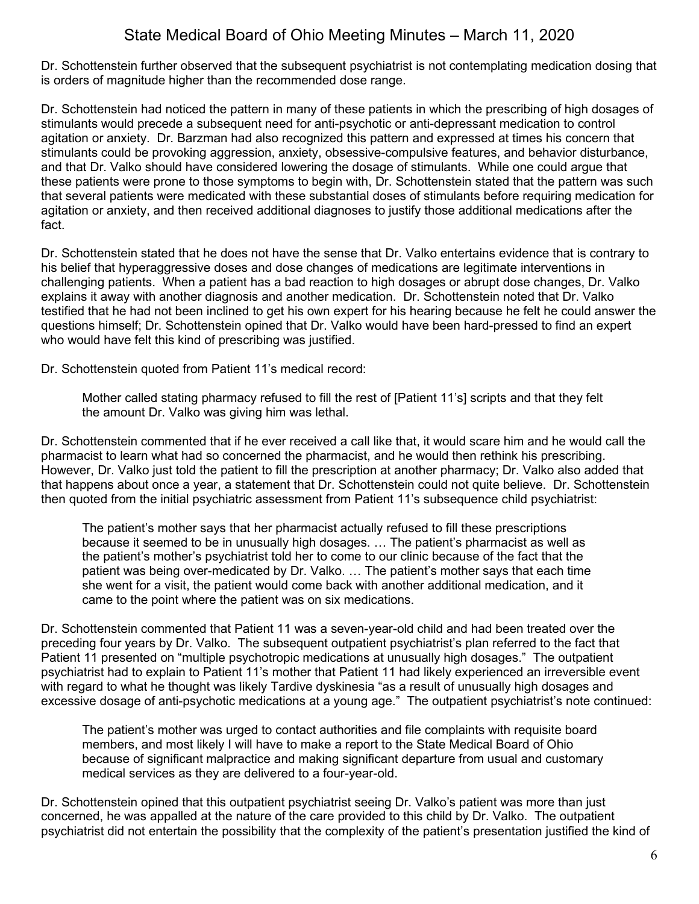Dr. Schottenstein further observed that the subsequent psychiatrist is not contemplating medication dosing that is orders of magnitude higher than the recommended dose range.

Dr. Schottenstein had noticed the pattern in many of these patients in which the prescribing of high dosages of stimulants would precede a subsequent need for anti-psychotic or anti-depressant medication to control agitation or anxiety. Dr. Barzman had also recognized this pattern and expressed at times his concern that stimulants could be provoking aggression, anxiety, obsessive-compulsive features, and behavior disturbance, and that Dr. Valko should have considered lowering the dosage of stimulants. While one could argue that these patients were prone to those symptoms to begin with, Dr. Schottenstein stated that the pattern was such that several patients were medicated with these substantial doses of stimulants before requiring medication for agitation or anxiety, and then received additional diagnoses to justify those additional medications after the fact.

Dr. Schottenstein stated that he does not have the sense that Dr. Valko entertains evidence that is contrary to his belief that hyperaggressive doses and dose changes of medications are legitimate interventions in challenging patients. When a patient has a bad reaction to high dosages or abrupt dose changes, Dr. Valko explains it away with another diagnosis and another medication. Dr. Schottenstein noted that Dr. Valko testified that he had not been inclined to get his own expert for his hearing because he felt he could answer the questions himself; Dr. Schottenstein opined that Dr. Valko would have been hard-pressed to find an expert who would have felt this kind of prescribing was justified.

Dr. Schottenstein quoted from Patient 11's medical record:

> Mother called stating pharmacy refused to fill the rest of [Patient 11's] scripts and that they felt the amount Dr. Valko was giving him was lethal.

Dr. Schottenstein commented that if he ever received a call like that, it would scare him and he would call the pharmacist to learn what had so concerned the pharmacist, and he would then rethink his prescribing. However, Dr. Valko just told the patient to fill the prescription at another pharmacy; Dr. Valko also added that that happens about once a year, a statement that Dr. Schottenstein could not quite believe. Dr. Schottenstein then quoted from the initial psychiatric assessment from Patient 11's subsequence child psychiatrist:

> The patient's mother says that her pharmacist actually refused to fill these prescriptions because it seemed to be in unusually high dosages. … The patient's pharmacist as well as the patient's mother's psychiatrist told her to come to our clinic because of the fact that the patient was being over-medicated by Dr. Valko. … The patient's mother says that each time she went for a visit, the patient would come back with another additional medication, and it came to the point where the patient was on six medications.

Dr. Schottenstein commented that Patient 11 was a seven-year-old child and had been treated over the preceding four years by Dr. Valko. The subsequent outpatient psychiatrist's plan referred to the fact that Patient 11 presented on "multiple psychotropic medications at unusually high dosages." The outpatient psychiatrist had to explain to Patient 11's mother that Patient 11 had likely experienced an irreversible event with regard to what he thought was likely Tardive dyskinesia "as a result of unusually high dosages and excessive dosage of anti-psychotic medications at a young age." The outpatient psychiatrist's note continued:

> The patient's mother was urged to contact authorities and file complaints with requisite board members, and most likely I will have to make a report to the State Medical Board of Ohio because of significant malpractice and making significant departure from usual and customary medical services as they are delivered to a four-year-old.

Dr. Schottenstein opined that this outpatient psychiatrist seeing Dr. Valko's patient was more than just concerned, he was appalled at the nature of the care provided to this child by Dr. Valko. The outpatient psychiatrist did not entertain the possibility that the complexity of the patient's presentation justified the kind of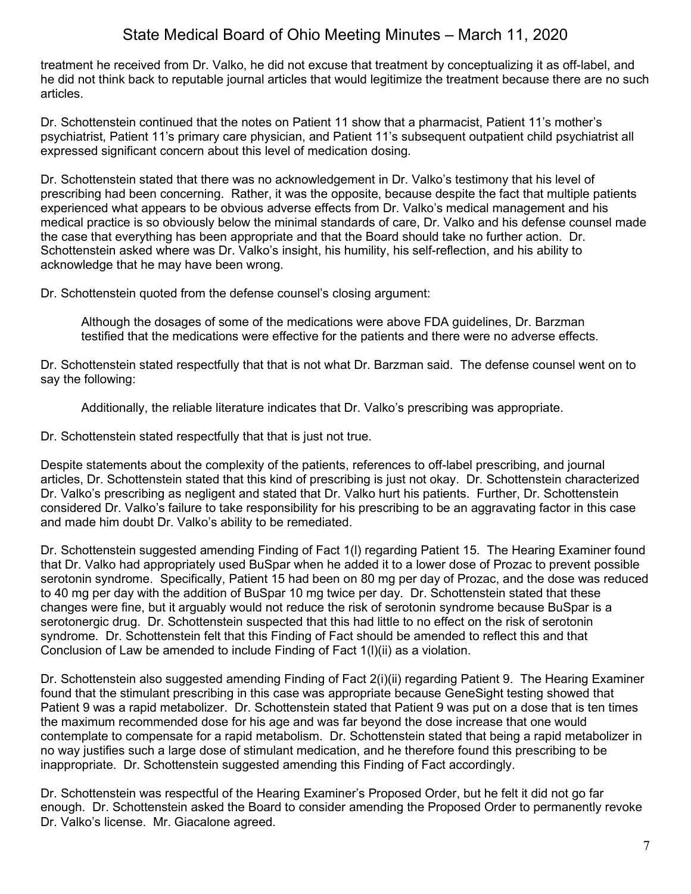treatment he received from Dr. Valko, he did not excuse that treatment by conceptualizing it as off-label, and he did not think back to reputable journal articles that would legitimize the treatment because there are no such articles.

Dr. Schottenstein continued that the notes on Patient 11 show that a pharmacist, Patient 11's mother's psychiatrist, Patient 11's primary care physician, and Patient 11's subsequent outpatient child psychiatrist all expressed significant concern about this level of medication dosing.

Dr. Schottenstein stated that there was no acknowledgement in Dr. Valko's testimony that his level of prescribing had been concerning. Rather, it was the opposite, because despite the fact that multiple patients experienced what appears to be obvious adverse effects from Dr. Valko's medical management and his medical practice is so obviously below the minimal standards of care, Dr. Valko and his defense counsel made the case that everything has been appropriate and that the Board should take no further action. Dr. Schottenstein asked where was Dr. Valko's insight, his humility, his self-reflection, and his ability to acknowledge that he may have been wrong.

Dr. Schottenstein quoted from the defense counsel's closing argument:

> Although the dosages of some of the medications were above FDA guidelines, Dr. Barzman testified that the medications were effective for the patients and there were no adverse effects.

Dr. Schottenstein stated respectfully that that is not what Dr. Barzman said. The defense counsel went on to say the following:

> Additionally, the reliable literature indicates that Dr. Valko's prescribing was appropriate.

Dr. Schottenstein stated respectfully that that is just not true.

Despite statements about the complexity of the patients, references to off-label prescribing, and journal articles, Dr. Schottenstein stated that this kind of prescribing is just not okay. Dr. Schottenstein characterized Dr. Valko's prescribing as negligent and stated that Dr. Valko hurt his patients. Further, Dr. Schottenstein considered Dr. Valko's failure to take responsibility for his prescribing to be an aggravating factor in this case and made him doubt Dr. Valko's ability to be remediated.

Dr. Schottenstein suggested amending Finding of Fact 1(l) regarding Patient 15. The Hearing Examiner found that Dr. Valko had appropriately used BuSpar when he added it to a lower dose of Prozac to prevent possible serotonin syndrome. Specifically, Patient 15 had been on 80 mg per day of Prozac, and the dose was reduced to 40 mg per day with the addition of BuSpar 10 mg twice per day. Dr. Schottenstein stated that these changes were fine, but it arguably would not reduce the risk of serotonin syndrome because BuSpar is a serotonergic drug. Dr. Schottenstein suspected that this had little to no effect on the risk of serotonin syndrome. Dr. Schottenstein felt that this Finding of Fact should be amended to reflect this and that Conclusion of Law be amended to include Finding of Fact 1(l)(ii) as a violation.

Dr. Schottenstein also suggested amending Finding of Fact 2(i)(ii) regarding Patient 9. The Hearing Examiner found that the stimulant prescribing in this case was appropriate because GeneSight testing showed that Patient 9 was a rapid metabolizer. Dr. Schottenstein stated that Patient 9 was put on a dose that is ten times the maximum recommended dose for his age and was far beyond the dose increase that one would contemplate to compensate for a rapid metabolism. Dr. Schottenstein stated that being a rapid metabolizer in no way justifies such a large dose of stimulant medication, and he therefore found this prescribing to be inappropriate. Dr. Schottenstein suggested amending this Finding of Fact accordingly.

Dr. Schottenstein was respectful of the Hearing Examiner's Proposed Order, but he felt it did not go far enough. Dr. Schottenstein asked the Board to consider amending the Proposed Order to permanently revoke Dr. Valko's license. Mr. Giacalone agreed.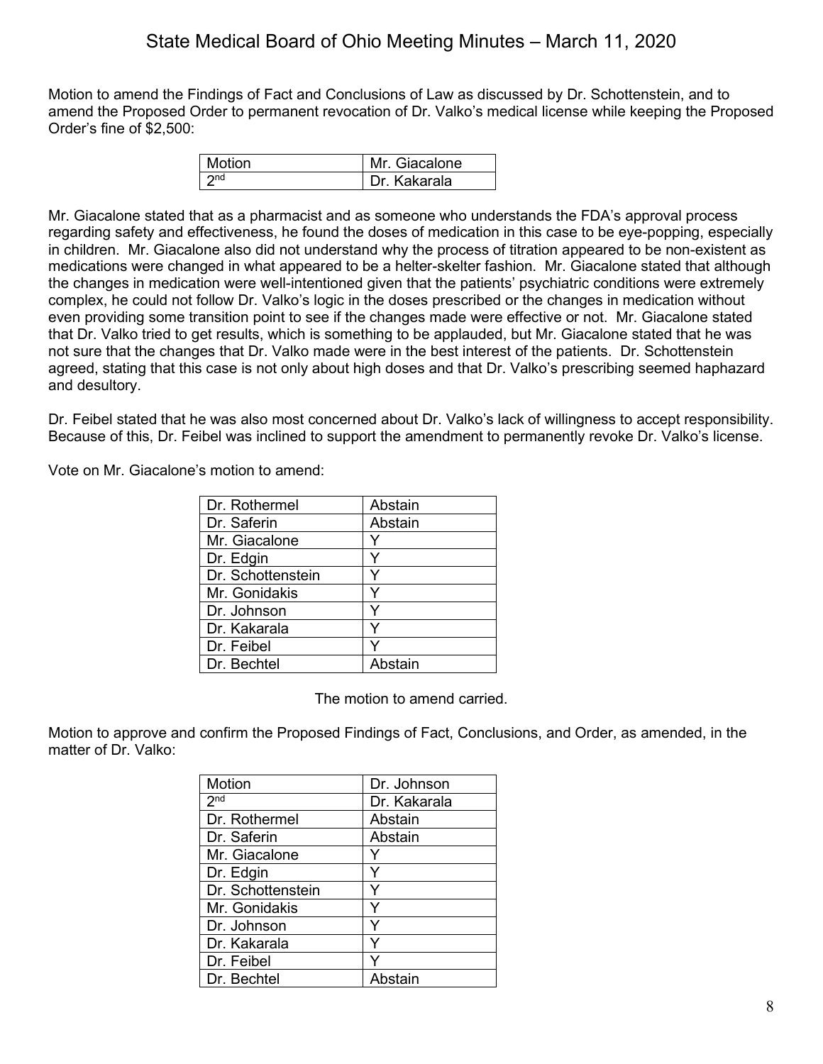Motion to amend the Findings of Fact and Conclusions of Law as discussed by Dr. Schottenstein, and to amend the Proposed Order to permanent revocation of Dr. Valko's medical license while keeping the Proposed Order's fine of $2,500:

| Motion | Mr. Giacalone |
|---|---|
| 2nd | Dr. Kakarala |

Mr. Giacalone stated that as a pharmacist and as someone who understands the FDA's approval process regarding safety and effectiveness, he found the doses of medication in this case to be eye-popping, especially in children. Mr. Giacalone also did not understand why the process of titration appeared to be non-existent as medications were changed in what appeared to be a helter-skelter fashion. Mr. Giacalone stated that although the changes in medication were well-intentioned given that the patients' psychiatric conditions were extremely complex, he could not follow Dr. Valko's logic in the doses prescribed or the changes in medication without even providing some transition point to see if the changes made were effective or not. Mr. Giacalone stated that Dr. Valko tried to get results, which is something to be applauded, but Mr. Giacalone stated that he was not sure that the changes that Dr. Valko made were in the best interest of the patients. Dr. Schottenstein agreed, stating that this case is not only about high doses and that Dr. Valko's prescribing seemed haphazard and desultory.

Dr. Feibel stated that he was also most concerned about Dr. Valko's lack of willingness to accept responsibility. Because of this, Dr. Feibel was inclined to support the amendment to permanently revoke Dr. Valko's license.

Vote on Mr. Giacalone's motion to amend:

| Dr. Rothermel | Abstain |
|---|---|
| Dr. Saferin | Abstain |
| Mr. Giacalone | Y |
| Dr. Edgin | Y |
| Dr. Schottenstein | Y |
| Mr. Gonidakis | Y |
| Dr. Johnson | Y |
| Dr. Kakarala | Y |
| Dr. Feibel | Y |
| Dr. Bechtel | Abstain |

The motion to amend carried.

Motion to approve and confirm the Proposed Findings of Fact, Conclusions, and Order, as amended, in the matter of Dr. Valko:

| Motion | Dr. Johnson |
|---|---|
| 2nd | Dr. Kakarala |
| Dr. Rothermel | Abstain |
| Dr. Saferin | Abstain |
| Mr. Giacalone | Y |
| Dr. Edgin | Y |
| Dr. Schottenstein | Y |
| Mr. Gonidakis | Y |
| Dr. Johnson | Y |
| Dr. Kakarala | Y |
| Dr. Feibel | Y |
| Dr. Bechtel | Abstain |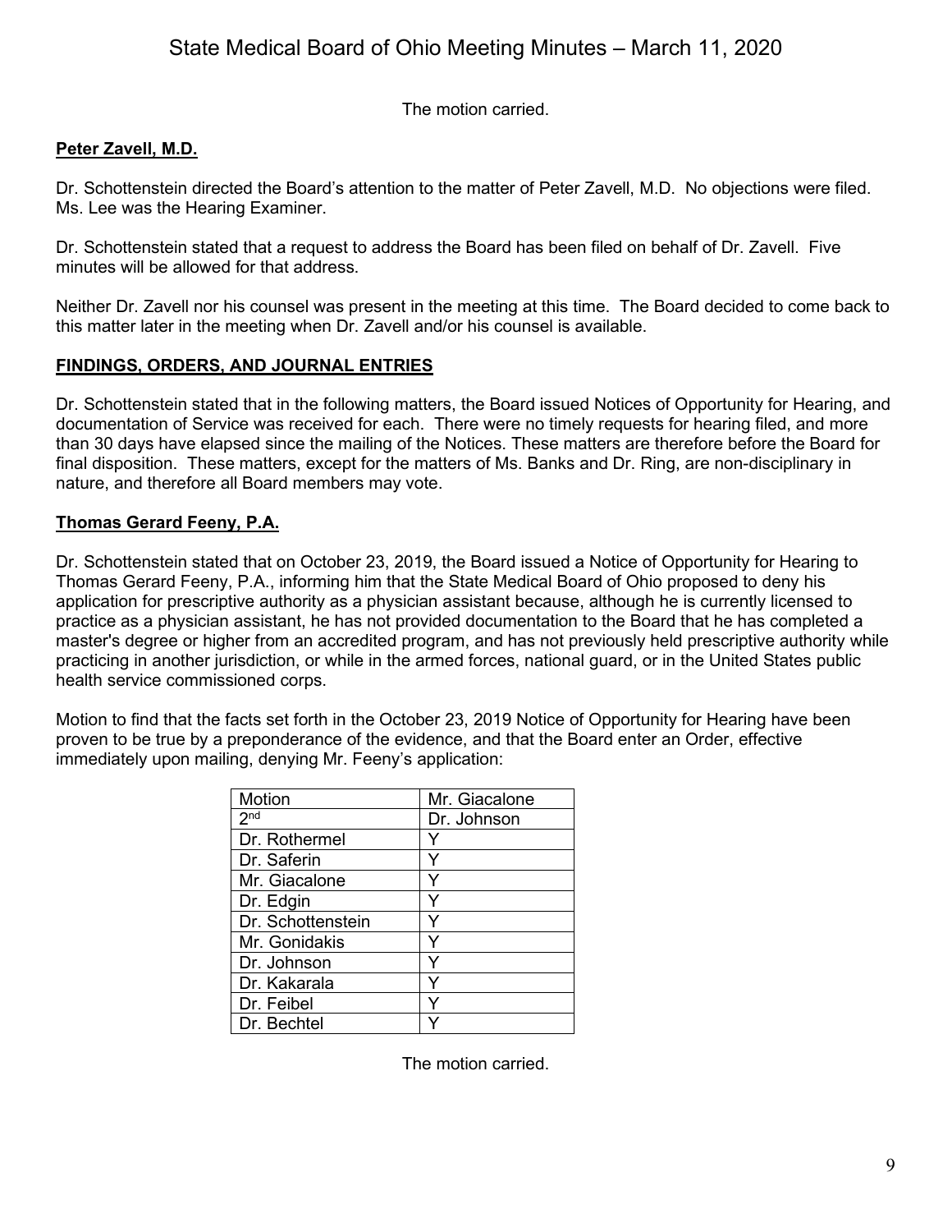The motion carried.

**Peter Zavell, M.D.**

Dr. Schottenstein directed the Board's attention to the matter of Peter Zavell, M.D. No objections were filed. Ms. Lee was the Hearing Examiner.

Dr. Schottenstein stated that a request to address the Board has been filed on behalf of Dr. Zavell. Five minutes will be allowed for that address.

Neither Dr. Zavell nor his counsel was present in the meeting at this time. The Board decided to come back to this matter later in the meeting when Dr. Zavell and/or his counsel is available.

**FINDINGS, ORDERS, AND JOURNAL ENTRIES**

Dr. Schottenstein stated that in the following matters, the Board issued Notices of Opportunity for Hearing, and documentation of Service was received for each. There were no timely requests for hearing filed, and more than 30 days have elapsed since the mailing of the Notices. These matters are therefore before the Board for final disposition. These matters, except for the matters of Ms. Banks and Dr. Ring, are non-disciplinary in nature, and therefore all Board members may vote.

**Thomas Gerard Feeny, P.A.**

Dr. Schottenstein stated that on October 23, 2019, the Board issued a Notice of Opportunity for Hearing to Thomas Gerard Feeny, P.A., informing him that the State Medical Board of Ohio proposed to deny his application for prescriptive authority as a physician assistant because, although he is currently licensed to practice as a physician assistant, he has not provided documentation to the Board that he has completed a master's degree or higher from an accredited program, and has not previously held prescriptive authority while practicing in another jurisdiction, or while in the armed forces, national guard, or in the United States public health service commissioned corps.

Motion to find that the facts set forth in the October 23, 2019 Notice of Opportunity for Hearing have been proven to be true by a preponderance of the evidence, and that the Board enter an Order, effective immediately upon mailing, denying Mr. Feeny's application:

| Motion | Mr. Giacalone |
|---|---|
| 2nd | Dr. Johnson |
| Dr. Rothermel | Y |
| Dr. Saferin | Y |
| Mr. Giacalone | Y |
| Dr. Edgin | Y |
| Dr. Schottenstein | Y |
| Mr. Gonidakis | Y |
| Dr. Johnson | Y |
| Dr. Kakarala | Y |
| Dr. Feibel | Y |
| Dr. Bechtel | Y |

The motion carried.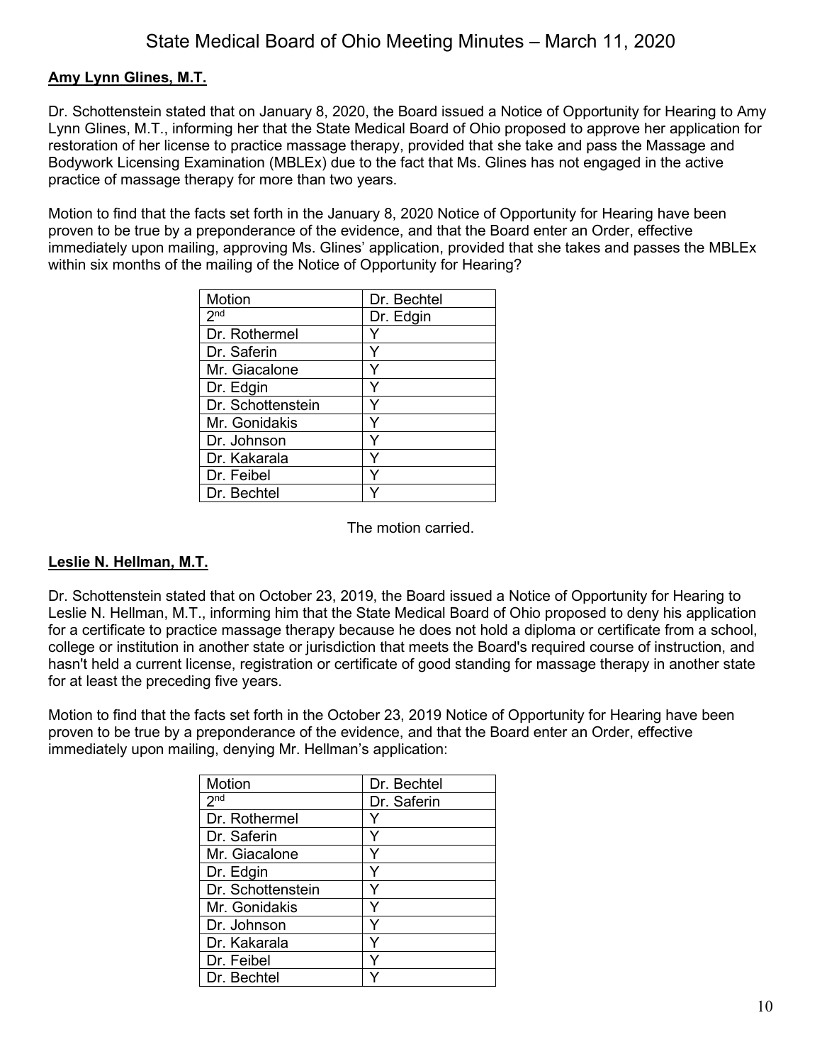**Amy Lynn Glines, M.T.**

Dr. Schottenstein stated that on January 8, 2020, the Board issued a Notice of Opportunity for Hearing to Amy Lynn Glines, M.T., informing her that the State Medical Board of Ohio proposed to approve her application for restoration of her license to practice massage therapy, provided that she take and pass the Massage and Bodywork Licensing Examination (MBLEx) due to the fact that Ms. Glines has not engaged in the active practice of massage therapy for more than two years.

Motion to find that the facts set forth in the January 8, 2020 Notice of Opportunity for Hearing have been proven to be true by a preponderance of the evidence, and that the Board enter an Order, effective immediately upon mailing, approving Ms. Glines' application, provided that she takes and passes the MBLEx within six months of the mailing of the Notice of Opportunity for Hearing?

| Motion | Dr. Bechtel |
|---|---|
| 2nd | Dr. Edgin |
| Dr. Rothermel | Y |
| Dr. Saferin | Y |
| Mr. Giacalone | Y |
| Dr. Edgin | Y |
| Dr. Schottenstein | Y |
| Mr. Gonidakis | Y |
| Dr. Johnson | Y |
| Dr. Kakarala | Y |
| Dr. Feibel | Y |
| Dr. Bechtel | Y |

The motion carried.

**Leslie N. Hellman, M.T.**

Dr. Schottenstein stated that on October 23, 2019, the Board issued a Notice of Opportunity for Hearing to Leslie N. Hellman, M.T., informing him that the State Medical Board of Ohio proposed to deny his application for a certificate to practice massage therapy because he does not hold a diploma or certificate from a school, college or institution in another state or jurisdiction that meets the Board's required course of instruction, and hasn't held a current license, registration or certificate of good standing for massage therapy in another state for at least the preceding five years.

Motion to find that the facts set forth in the October 23, 2019 Notice of Opportunity for Hearing have been proven to be true by a preponderance of the evidence, and that the Board enter an Order, effective immediately upon mailing, denying Mr. Hellman's application:

| Motion | Dr. Bechtel |
|---|---|
| 2nd | Dr. Saferin |
| Dr. Rothermel | Y |
| Dr. Saferin | Y |
| Mr. Giacalone | Y |
| Dr. Edgin | Y |
| Dr. Schottenstein | Y |
| Mr. Gonidakis | Y |
| Dr. Johnson | Y |
| Dr. Kakarala | Y |
| Dr. Feibel | Y |
| Dr. Bechtel | Y |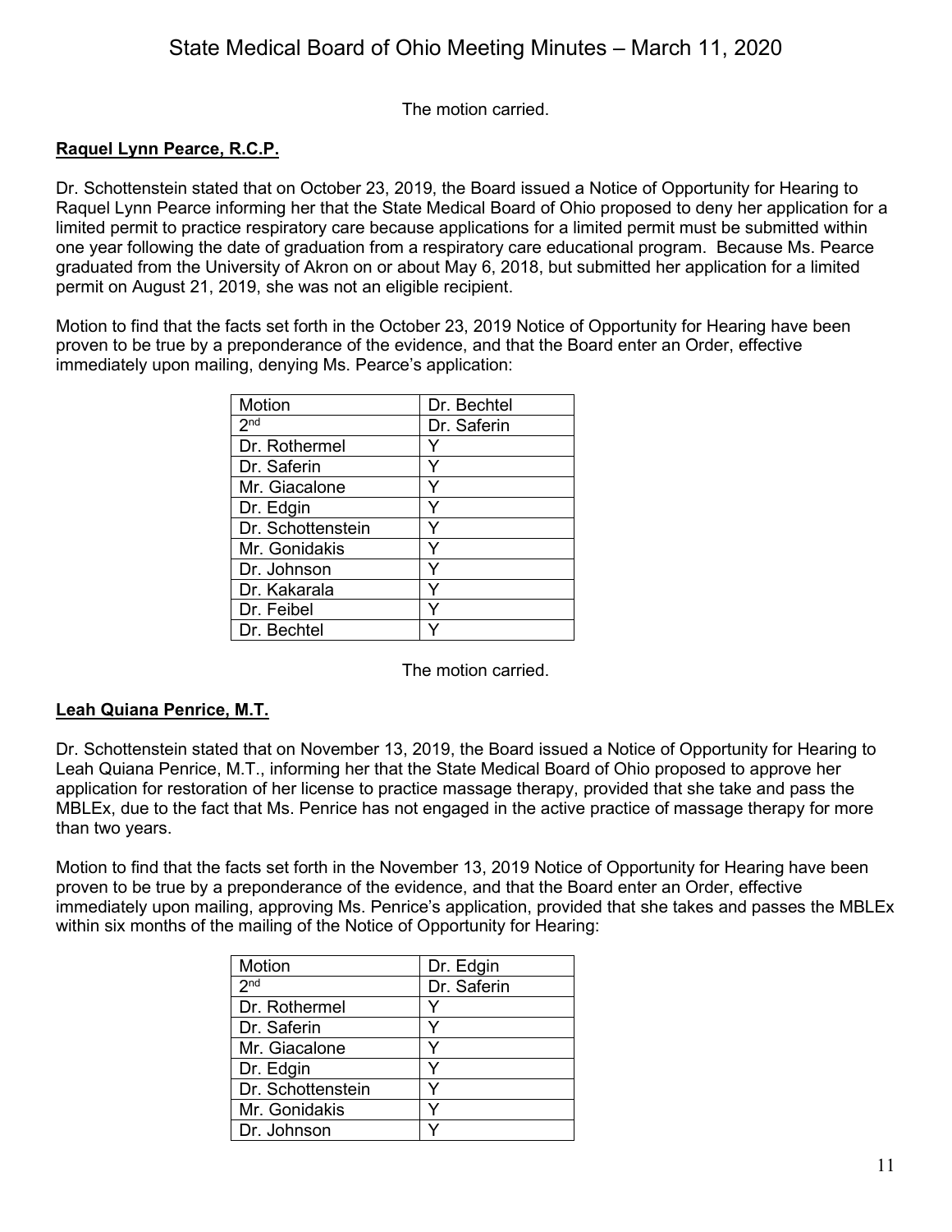The motion carried.

**Raquel Lynn Pearce, R.C.P.**

Dr. Schottenstein stated that on October 23, 2019, the Board issued a Notice of Opportunity for Hearing to Raquel Lynn Pearce informing her that the State Medical Board of Ohio proposed to deny her application for a limited permit to practice respiratory care because applications for a limited permit must be submitted within one year following the date of graduation from a respiratory care educational program. Because Ms. Pearce graduated from the University of Akron on or about May 6, 2018, but submitted her application for a limited permit on August 21, 2019, she was not an eligible recipient.

Motion to find that the facts set forth in the October 23, 2019 Notice of Opportunity for Hearing have been proven to be true by a preponderance of the evidence, and that the Board enter an Order, effective immediately upon mailing, denying Ms. Pearce's application:

| Motion | Dr. Bechtel |
|---|---|
| 2nd | Dr. Saferin |
| Dr. Rothermel | Y |
| Dr. Saferin | Y |
| Mr. Giacalone | Y |
| Dr. Edgin | Y |
| Dr. Schottenstein | Y |
| Mr. Gonidakis | Y |
| Dr. Johnson | Y |
| Dr. Kakarala | Y |
| Dr. Feibel | Y |
| Dr. Bechtel | Y |

The motion carried.

**Leah Quiana Penrice, M.T.**

Dr. Schottenstein stated that on November 13, 2019, the Board issued a Notice of Opportunity for Hearing to Leah Quiana Penrice, M.T., informing her that the State Medical Board of Ohio proposed to approve her application for restoration of her license to practice massage therapy, provided that she take and pass the MBLEx, due to the fact that Ms. Penrice has not engaged in the active practice of massage therapy for more than two years.

Motion to find that the facts set forth in the November 13, 2019 Notice of Opportunity for Hearing have been proven to be true by a preponderance of the evidence, and that the Board enter an Order, effective immediately upon mailing, approving Ms. Penrice's application, provided that she takes and passes the MBLEx within six months of the mailing of the Notice of Opportunity for Hearing:

| Motion | Dr. Edgin |
|---|---|
| 2nd | Dr. Saferin |
| Dr. Rothermel | Y |
| Dr. Saferin | Y |
| Mr. Giacalone | Y |
| Dr. Edgin | Y |
| Dr. Schottenstein | Y |
| Mr. Gonidakis | Y |
| Dr. Johnson | Y |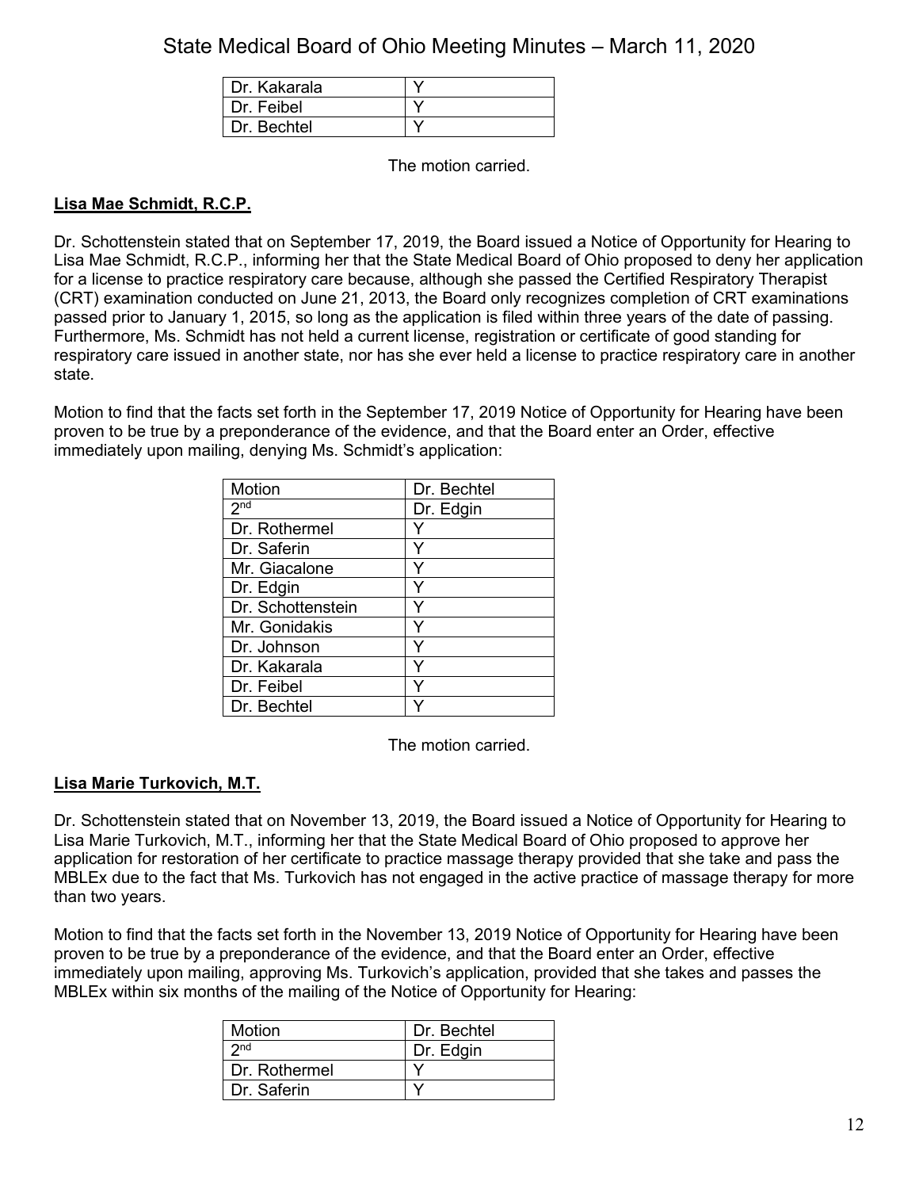| | |
|---|---|
| Dr. Kakarala | Y |
| Dr. Feibel | Y |
| Dr. Bechtel | Y |

The motion carried.

**Lisa Mae Schmidt, R.C.P.**

Dr. Schottenstein stated that on September 17, 2019, the Board issued a Notice of Opportunity for Hearing to Lisa Mae Schmidt, R.C.P., informing her that the State Medical Board of Ohio proposed to deny her application for a license to practice respiratory care because, although she passed the Certified Respiratory Therapist (CRT) examination conducted on June 21, 2013, the Board only recognizes completion of CRT examinations passed prior to January 1, 2015, so long as the application is filed within three years of the date of passing. Furthermore, Ms. Schmidt has not held a current license, registration or certificate of good standing for respiratory care issued in another state, nor has she ever held a license to practice respiratory care in another state.

Motion to find that the facts set forth in the September 17, 2019 Notice of Opportunity for Hearing have been proven to be true by a preponderance of the evidence, and that the Board enter an Order, effective immediately upon mailing, denying Ms. Schmidt's application:

| Motion | Dr. Bechtel |
|---|---|
| 2nd | Dr. Edgin |
| Dr. Rothermel | Y |
| Dr. Saferin | Y |
| Mr. Giacalone | Y |
| Dr. Edgin | Y |
| Dr. Schottenstein | Y |
| Mr. Gonidakis | Y |
| Dr. Johnson | Y |
| Dr. Kakarala | Y |
| Dr. Feibel | Y |
| Dr. Bechtel | Y |

The motion carried.

**Lisa Marie Turkovich, M.T.**

Dr. Schottenstein stated that on November 13, 2019, the Board issued a Notice of Opportunity for Hearing to Lisa Marie Turkovich, M.T., informing her that the State Medical Board of Ohio proposed to approve her application for restoration of her certificate to practice massage therapy provided that she take and pass the MBLEx due to the fact that Ms. Turkovich has not engaged in the active practice of massage therapy for more than two years.

Motion to find that the facts set forth in the November 13, 2019 Notice of Opportunity for Hearing have been proven to be true by a preponderance of the evidence, and that the Board enter an Order, effective immediately upon mailing, approving Ms. Turkovich's application, provided that she takes and passes the MBLEx within six months of the mailing of the Notice of Opportunity for Hearing:

| Motion | Dr. Bechtel |
|---|---|
| 2nd | Dr. Edgin |
| Dr. Rothermel | Y |
| Dr. Saferin | Y |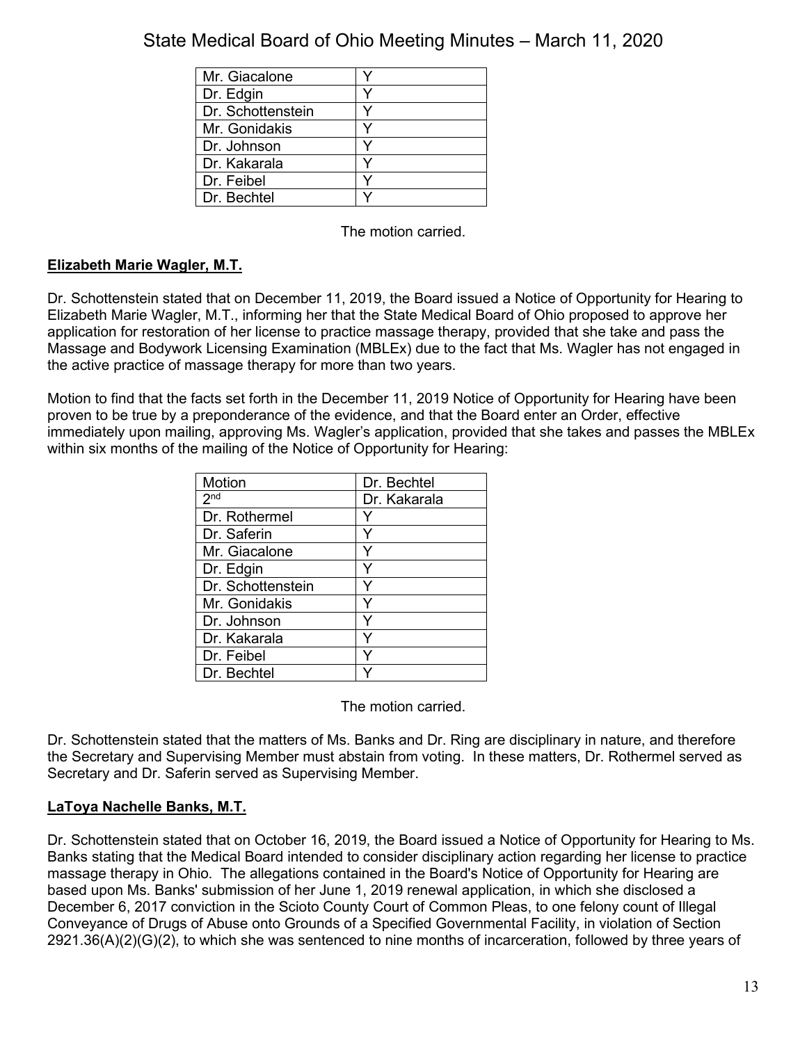| | |
|---|---|
| Mr. Giacalone | Y |
| Dr. Edgin | Y |
| Dr. Schottenstein | Y |
| Mr. Gonidakis | Y |
| Dr. Johnson | Y |
| Dr. Kakarala | Y |
| Dr. Feibel | Y |
| Dr. Bechtel | Y |

The motion carried.

**Elizabeth Marie Wagler, M.T.**

Dr. Schottenstein stated that on December 11, 2019, the Board issued a Notice of Opportunity for Hearing to Elizabeth Marie Wagler, M.T., informing her that the State Medical Board of Ohio proposed to approve her application for restoration of her license to practice massage therapy, provided that she take and pass the Massage and Bodywork Licensing Examination (MBLEx) due to the fact that Ms. Wagler has not engaged in the active practice of massage therapy for more than two years.

Motion to find that the facts set forth in the December 11, 2019 Notice of Opportunity for Hearing have been proven to be true by a preponderance of the evidence, and that the Board enter an Order, effective immediately upon mailing, approving Ms. Wagler's application, provided that she takes and passes the MBLEx within six months of the mailing of the Notice of Opportunity for Hearing:

| Motion | Dr. Bechtel |
|---|---|
| 2nd | Dr. Kakarala |
| Dr. Rothermel | Y |
| Dr. Saferin | Y |
| Mr. Giacalone | Y |
| Dr. Edgin | Y |
| Dr. Schottenstein | Y |
| Mr. Gonidakis | Y |
| Dr. Johnson | Y |
| Dr. Kakarala | Y |
| Dr. Feibel | Y |
| Dr. Bechtel | Y |

The motion carried.

Dr. Schottenstein stated that the matters of Ms. Banks and Dr. Ring are disciplinary in nature, and therefore the Secretary and Supervising Member must abstain from voting. In these matters, Dr. Rothermel served as Secretary and Dr. Saferin served as Supervising Member.

**LaToya Nachelle Banks, M.T.**

Dr. Schottenstein stated that on October 16, 2019, the Board issued a Notice of Opportunity for Hearing to Ms. Banks stating that the Medical Board intended to consider disciplinary action regarding her license to practice massage therapy in Ohio. The allegations contained in the Board's Notice of Opportunity for Hearing are based upon Ms. Banks' submission of her June 1, 2019 renewal application, in which she disclosed a December 6, 2017 conviction in the Scioto County Court of Common Pleas, to one felony count of Illegal Conveyance of Drugs of Abuse onto Grounds of a Specified Governmental Facility, in violation of Section 2921.36(A)(2)(G)(2), to which she was sentenced to nine months of incarceration, followed by three years of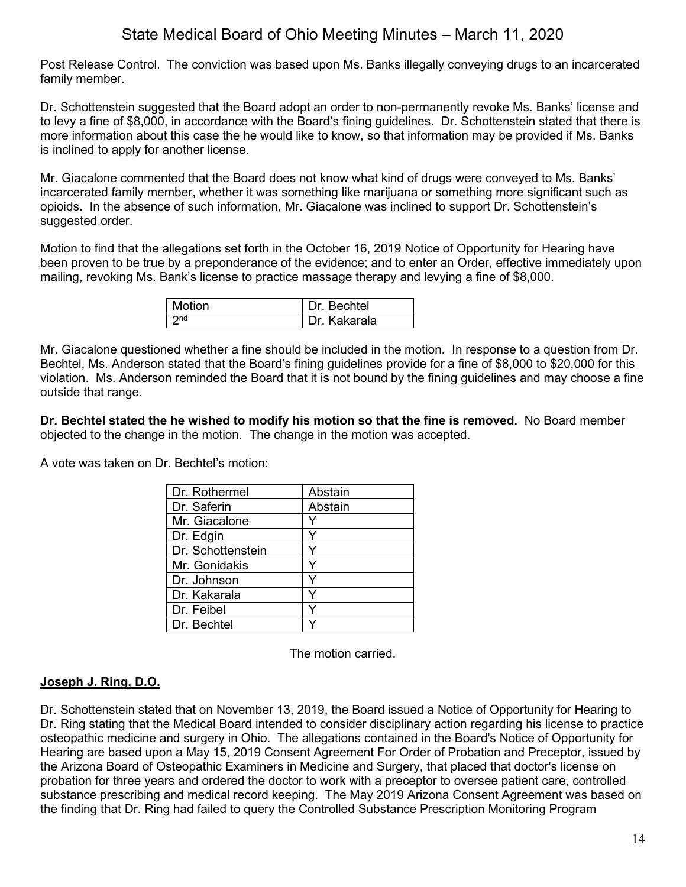Post Release Control. The conviction was based upon Ms. Banks illegally conveying drugs to an incarcerated family member.

Dr. Schottenstein suggested that the Board adopt an order to non-permanently revoke Ms. Banks' license and to levy a fine of $8,000, in accordance with the Board's fining guidelines. Dr. Schottenstein stated that there is more information about this case the he would like to know, so that information may be provided if Ms. Banks is inclined to apply for another license.

Mr. Giacalone commented that the Board does not know what kind of drugs were conveyed to Ms. Banks' incarcerated family member, whether it was something like marijuana or something more significant such as opioids. In the absence of such information, Mr. Giacalone was inclined to support Dr. Schottenstein's suggested order.

Motion to find that the allegations set forth in the October 16, 2019 Notice of Opportunity for Hearing have been proven to be true by a preponderance of the evidence; and to enter an Order, effective immediately upon mailing, revoking Ms. Bank's license to practice massage therapy and levying a fine of $8,000.

| Motion | Dr. Bechtel |
|---|---|
| 2nd | Dr. Kakarala |

Mr. Giacalone questioned whether a fine should be included in the motion. In response to a question from Dr. Bechtel, Ms. Anderson stated that the Board's fining guidelines provide for a fine of $8,000 to $20,000 for this violation. Ms. Anderson reminded the Board that it is not bound by the fining guidelines and may choose a fine outside that range.

**Dr. Bechtel stated the he wished to modify his motion so that the fine is removed.** No Board member objected to the change in the motion. The change in the motion was accepted.

A vote was taken on Dr. Bechtel's motion:

| Dr. Rothermel | Abstain |
|---|---|
| Dr. Saferin | Abstain |
| Mr. Giacalone | Y |
| Dr. Edgin | Y |
| Dr. Schottenstein | Y |
| Mr. Gonidakis | Y |
| Dr. Johnson | Y |
| Dr. Kakarala | Y |
| Dr. Feibel | Y |
| Dr. Bechtel | Y |

The motion carried.

## Joseph J. Ring, D.O.

Dr. Schottenstein stated that on November 13, 2019, the Board issued a Notice of Opportunity for Hearing to Dr. Ring stating that the Medical Board intended to consider disciplinary action regarding his license to practice osteopathic medicine and surgery in Ohio. The allegations contained in the Board's Notice of Opportunity for Hearing are based upon a May 15, 2019 Consent Agreement For Order of Probation and Preceptor, issued by the Arizona Board of Osteopathic Examiners in Medicine and Surgery, that placed that doctor's license on probation for three years and ordered the doctor to work with a preceptor to oversee patient care, controlled substance prescribing and medical record keeping. The May 2019 Arizona Consent Agreement was based on the finding that Dr. Ring had failed to query the Controlled Substance Prescription Monitoring Program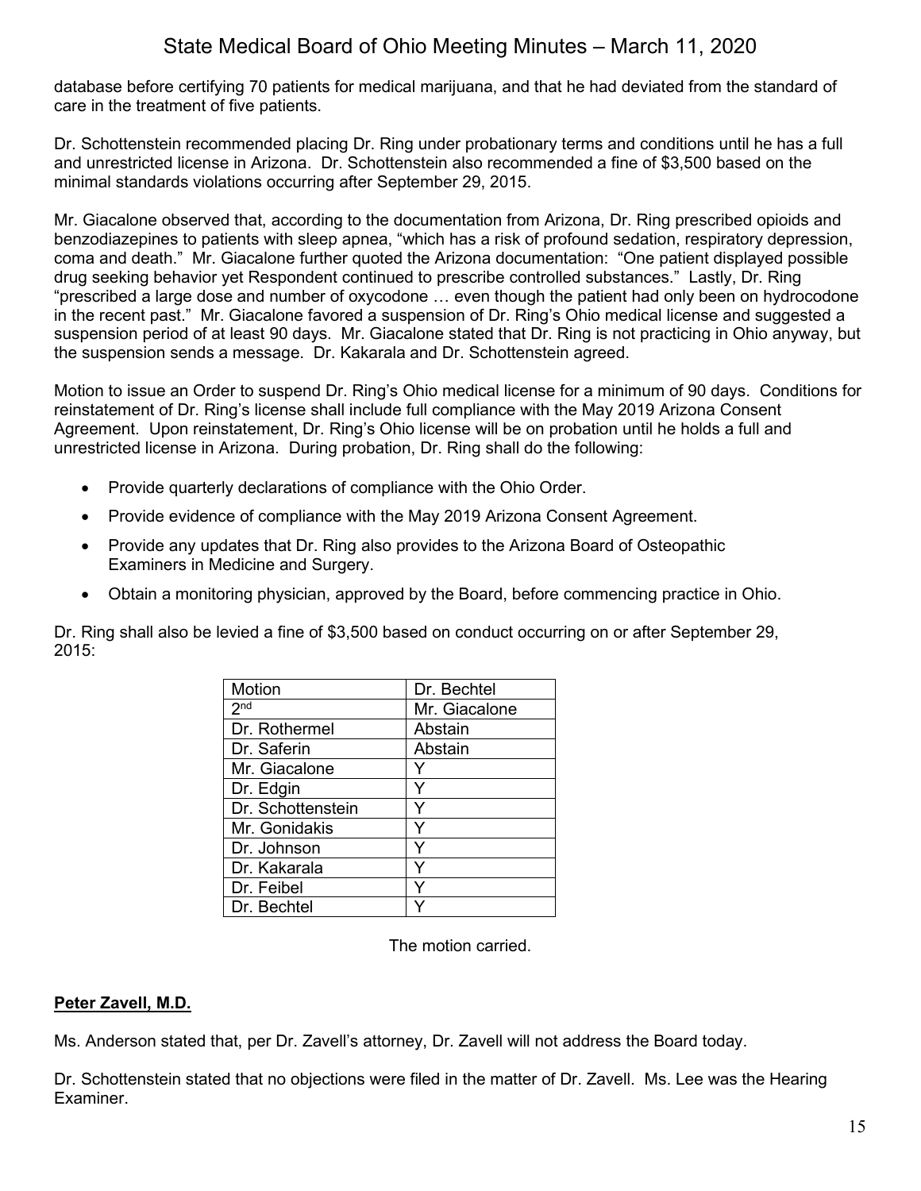database before certifying 70 patients for medical marijuana, and that he had deviated from the standard of care in the treatment of five patients.

Dr. Schottenstein recommended placing Dr. Ring under probationary terms and conditions until he has a full and unrestricted license in Arizona. Dr. Schottenstein also recommended a fine of $3,500 based on the minimal standards violations occurring after September 29, 2015.

Mr. Giacalone observed that, according to the documentation from Arizona, Dr. Ring prescribed opioids and benzodiazepines to patients with sleep apnea, "which has a risk of profound sedation, respiratory depression, coma and death." Mr. Giacalone further quoted the Arizona documentation: "One patient displayed possible drug seeking behavior yet Respondent continued to prescribe controlled substances." Lastly, Dr. Ring "prescribed a large dose and number of oxycodone … even though the patient had only been on hydrocodone in the recent past." Mr. Giacalone favored a suspension of Dr. Ring's Ohio medical license and suggested a suspension period of at least 90 days. Mr. Giacalone stated that Dr. Ring is not practicing in Ohio anyway, but the suspension sends a message. Dr. Kakarala and Dr. Schottenstein agreed.

Motion to issue an Order to suspend Dr. Ring's Ohio medical license for a minimum of 90 days. Conditions for reinstatement of Dr. Ring's license shall include full compliance with the May 2019 Arizona Consent Agreement. Upon reinstatement, Dr. Ring's Ohio license will be on probation until he holds a full and unrestricted license in Arizona. During probation, Dr. Ring shall do the following:

- Provide quarterly declarations of compliance with the Ohio Order.
- Provide evidence of compliance with the May 2019 Arizona Consent Agreement.
- Provide any updates that Dr. Ring also provides to the Arizona Board of Osteopathic Examiners in Medicine and Surgery.
- Obtain a monitoring physician, approved by the Board, before commencing practice in Ohio.

Dr. Ring shall also be levied a fine of $3,500 based on conduct occurring on or after September 29, 2015:

| Motion | Dr. Bechtel |
|---|---|
| 2nd | Mr. Giacalone |
| Dr. Rothermel | Abstain |
| Dr. Saferin | Abstain |
| Mr. Giacalone | Y |
| Dr. Edgin | Y |
| Dr. Schottenstein | Y |
| Mr. Gonidakis | Y |
| Dr. Johnson | Y |
| Dr. Kakarala | Y |
| Dr. Feibel | Y |
| Dr. Bechtel | Y |

The motion carried.

**Peter Zavell, M.D.**

Ms. Anderson stated that, per Dr. Zavell's attorney, Dr. Zavell will not address the Board today.

Dr. Schottenstein stated that no objections were filed in the matter of Dr. Zavell. Ms. Lee was the Hearing Examiner.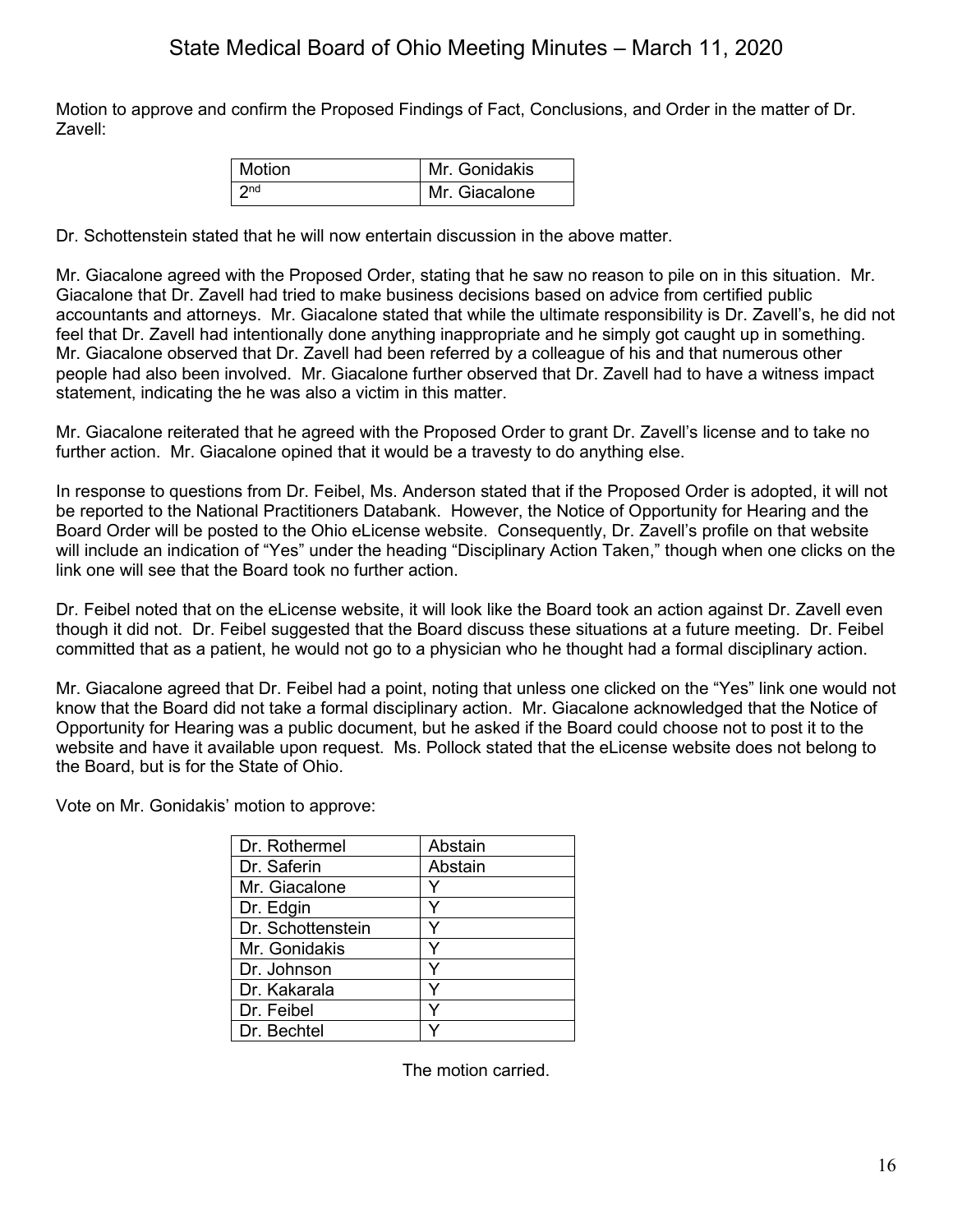Motion to approve and confirm the Proposed Findings of Fact, Conclusions, and Order in the matter of Dr. Zavell:

| Motion | Mr. Gonidakis |
|---|---|
| 2nd | Mr. Giacalone |

Dr. Schottenstein stated that he will now entertain discussion in the above matter.

Mr. Giacalone agreed with the Proposed Order, stating that he saw no reason to pile on in this situation. Mr. Giacalone that Dr. Zavell had tried to make business decisions based on advice from certified public accountants and attorneys. Mr. Giacalone stated that while the ultimate responsibility is Dr. Zavell's, he did not feel that Dr. Zavell had intentionally done anything inappropriate and he simply got caught up in something. Mr. Giacalone observed that Dr. Zavell had been referred by a colleague of his and that numerous other people had also been involved. Mr. Giacalone further observed that Dr. Zavell had to have a witness impact statement, indicating the he was also a victim in this matter.

Mr. Giacalone reiterated that he agreed with the Proposed Order to grant Dr. Zavell's license and to take no further action. Mr. Giacalone opined that it would be a travesty to do anything else.

In response to questions from Dr. Feibel, Ms. Anderson stated that if the Proposed Order is adopted, it will not be reported to the National Practitioners Databank. However, the Notice of Opportunity for Hearing and the Board Order will be posted to the Ohio eLicense website. Consequently, Dr. Zavell's profile on that website will include an indication of "Yes" under the heading "Disciplinary Action Taken," though when one clicks on the link one will see that the Board took no further action.

Dr. Feibel noted that on the eLicense website, it will look like the Board took an action against Dr. Zavell even though it did not. Dr. Feibel suggested that the Board discuss these situations at a future meeting. Dr. Feibel committed that as a patient, he would not go to a physician who he thought had a formal disciplinary action.

Mr. Giacalone agreed that Dr. Feibel had a point, noting that unless one clicked on the "Yes" link one would not know that the Board did not take a formal disciplinary action. Mr. Giacalone acknowledged that the Notice of Opportunity for Hearing was a public document, but he asked if the Board could choose not to post it to the website and have it available upon request. Ms. Pollock stated that the eLicense website does not belong to the Board, but is for the State of Ohio.

Vote on Mr. Gonidakis' motion to approve:

| Dr. Rothermel | Abstain |
|---|---|
| Dr. Saferin | Abstain |
| Mr. Giacalone | Y |
| Dr. Edgin | Y |
| Dr. Schottenstein | Y |
| Mr. Gonidakis | Y |
| Dr. Johnson | Y |
| Dr. Kakarala | Y |
| Dr. Feibel | Y |
| Dr. Bechtel | Y |

The motion carried.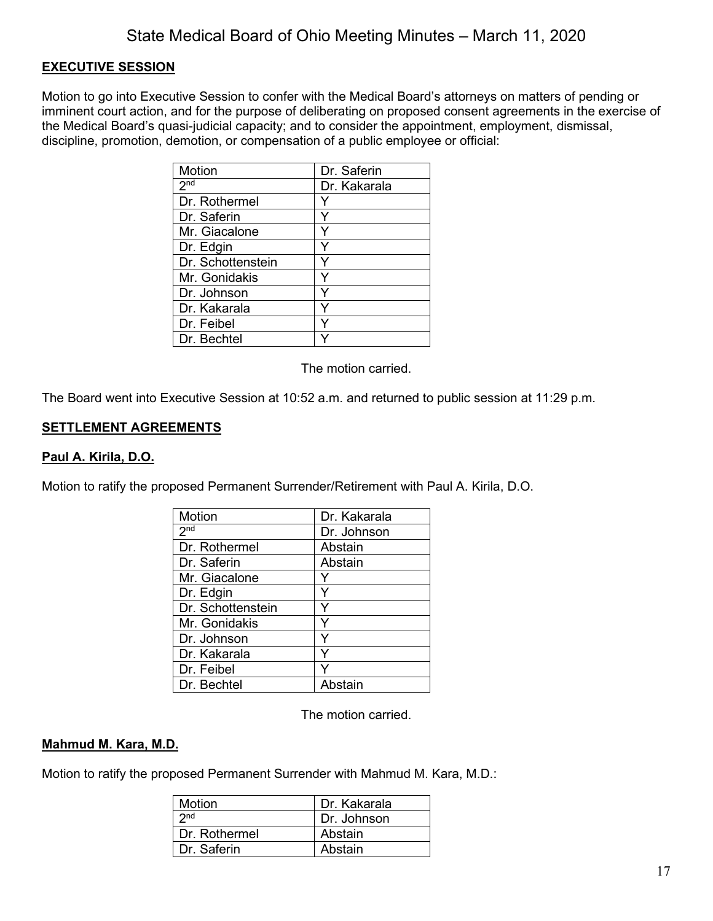## EXECUTIVE SESSION

Motion to go into Executive Session to confer with the Medical Board's attorneys on matters of pending or imminent court action, and for the purpose of deliberating on proposed consent agreements in the exercise of the Medical Board's quasi-judicial capacity; and to consider the appointment, employment, dismissal, discipline, promotion, demotion, or compensation of a public employee or official:

| Motion | Dr. Saferin |
|---|---|
| 2nd | Dr. Kakarala |
| Dr. Rothermel | Y |
| Dr. Saferin | Y |
| Mr. Giacalone | Y |
| Dr. Edgin | Y |
| Dr. Schottenstein | Y |
| Mr. Gonidakis | Y |
| Dr. Johnson | Y |
| Dr. Kakarala | Y |
| Dr. Feibel | Y |
| Dr. Bechtel | Y |

The motion carried.

The Board went into Executive Session at 10:52 a.m. and returned to public session at 11:29 p.m.

## SETTLEMENT AGREEMENTS

### Paul A. Kirila, D.O.

Motion to ratify the proposed Permanent Surrender/Retirement with Paul A. Kirila, D.O.

| Motion | Dr. Kakarala |
|---|---|
| 2nd | Dr. Johnson |
| Dr. Rothermel | Abstain |
| Dr. Saferin | Abstain |
| Mr. Giacalone | Y |
| Dr. Edgin | Y |
| Dr. Schottenstein | Y |
| Mr. Gonidakis | Y |
| Dr. Johnson | Y |
| Dr. Kakarala | Y |
| Dr. Feibel | Y |
| Dr. Bechtel | Abstain |

The motion carried.

### Mahmud M. Kara, M.D.

Motion to ratify the proposed Permanent Surrender with Mahmud M. Kara, M.D.:

| Motion | Dr. Kakarala |
|---|---|
| 2nd | Dr. Johnson |
| Dr. Rothermel | Abstain |
| Dr. Saferin | Abstain |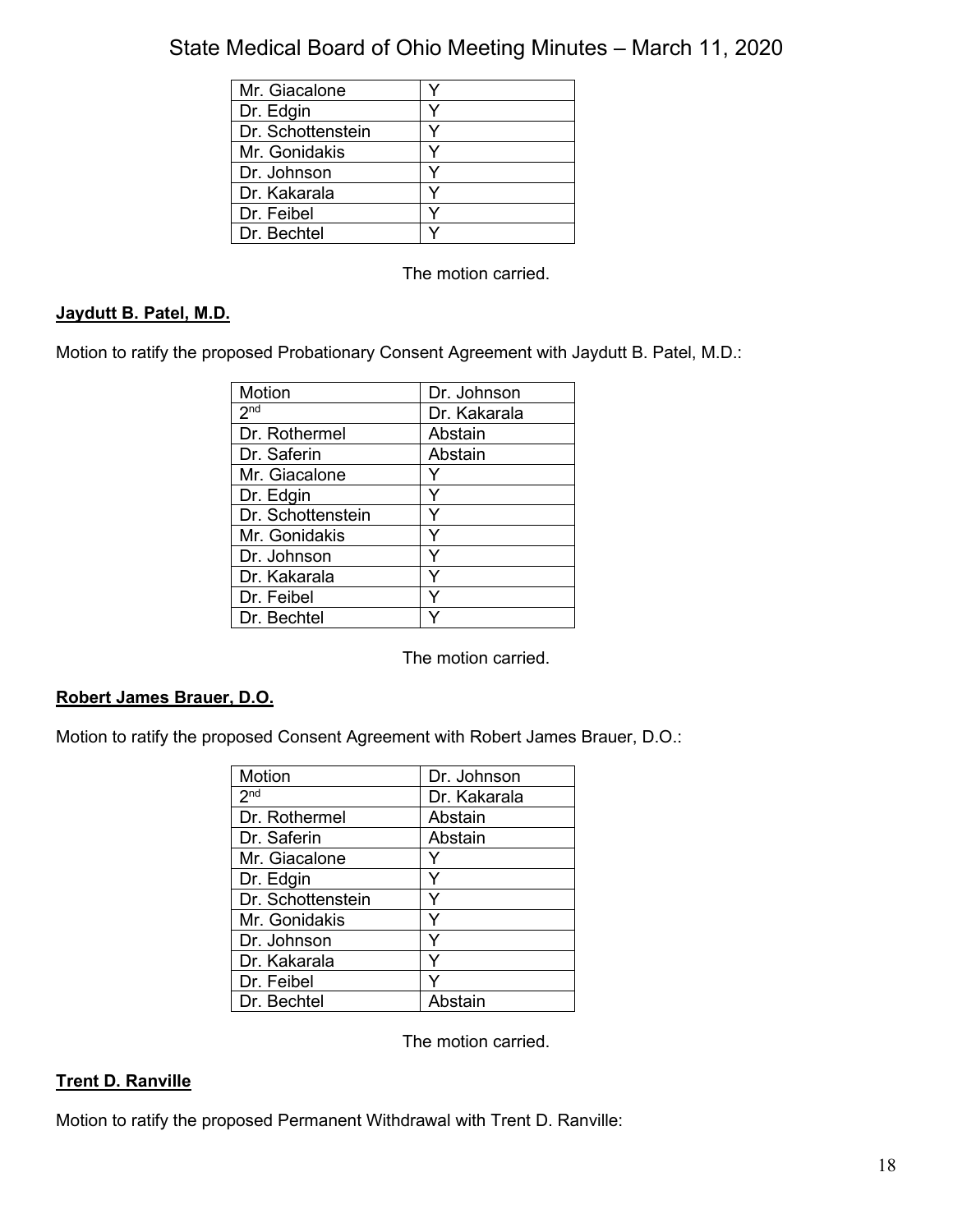| | |
|---|---|
| Mr. Giacalone | Y |
| Dr. Edgin | Y |
| Dr. Schottenstein | Y |
| Mr. Gonidakis | Y |
| Dr. Johnson | Y |
| Dr. Kakarala | Y |
| Dr. Feibel | Y |
| Dr. Bechtel | Y |

The motion carried.

**Jaydutt B. Patel, M.D.**

Motion to ratify the proposed Probationary Consent Agreement with Jaydutt B. Patel, M.D.:

| Motion | Dr. Johnson |
|---|---|
| 2nd | Dr. Kakarala |
| Dr. Rothermel | Abstain |
| Dr. Saferin | Abstain |
| Mr. Giacalone | Y |
| Dr. Edgin | Y |
| Dr. Schottenstein | Y |
| Mr. Gonidakis | Y |
| Dr. Johnson | Y |
| Dr. Kakarala | Y |
| Dr. Feibel | Y |
| Dr. Bechtel | Y |

The motion carried.

**Robert James Brauer, D.O.**

Motion to ratify the proposed Consent Agreement with Robert James Brauer, D.O.:

| Motion | Dr. Johnson |
|---|---|
| 2nd | Dr. Kakarala |
| Dr. Rothermel | Abstain |
| Dr. Saferin | Abstain |
| Mr. Giacalone | Y |
| Dr. Edgin | Y |
| Dr. Schottenstein | Y |
| Mr. Gonidakis | Y |
| Dr. Johnson | Y |
| Dr. Kakarala | Y |
| Dr. Feibel | Y |
| Dr. Bechtel | Abstain |

The motion carried.

**Trent D. Ranville**

Motion to ratify the proposed Permanent Withdrawal with Trent D. Ranville: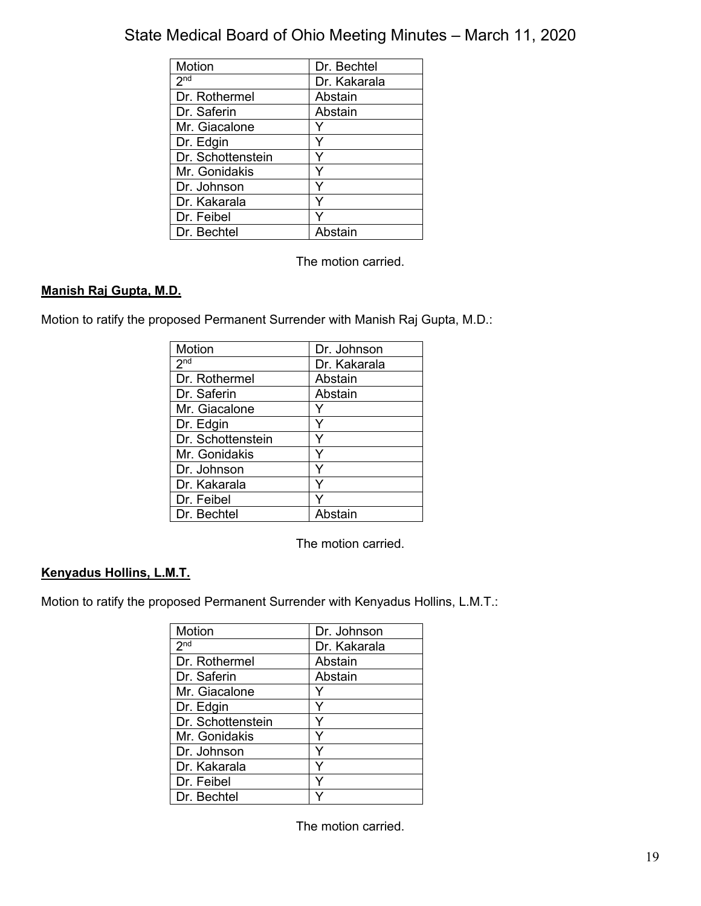| Motion | Dr. Bechtel |
|---|---|
| 2nd | Dr. Kakarala |
| Dr. Rothermel | Abstain |
| Dr. Saferin | Abstain |
| Mr. Giacalone | Y |
| Dr. Edgin | Y |
| Dr. Schottenstein | Y |
| Mr. Gonidakis | Y |
| Dr. Johnson | Y |
| Dr. Kakarala | Y |
| Dr. Feibel | Y |
| Dr. Bechtel | Abstain |

The motion carried.

**Manish Raj Gupta, M.D.**

Motion to ratify the proposed Permanent Surrender with Manish Raj Gupta, M.D.:

| Motion | Dr. Johnson |
|---|---|
| 2nd | Dr. Kakarala |
| Dr. Rothermel | Abstain |
| Dr. Saferin | Abstain |
| Mr. Giacalone | Y |
| Dr. Edgin | Y |
| Dr. Schottenstein | Y |
| Mr. Gonidakis | Y |
| Dr. Johnson | Y |
| Dr. Kakarala | Y |
| Dr. Feibel | Y |
| Dr. Bechtel | Abstain |

The motion carried.

**Kenyadus Hollins, L.M.T.**

Motion to ratify the proposed Permanent Surrender with Kenyadus Hollins, L.M.T.:

| Motion | Dr. Johnson |
|---|---|
| 2nd | Dr. Kakarala |
| Dr. Rothermel | Abstain |
| Dr. Saferin | Abstain |
| Mr. Giacalone | Y |
| Dr. Edgin | Y |
| Dr. Schottenstein | Y |
| Mr. Gonidakis | Y |
| Dr. Johnson | Y |
| Dr. Kakarala | Y |
| Dr. Feibel | Y |
| Dr. Bechtel | Y |

The motion carried.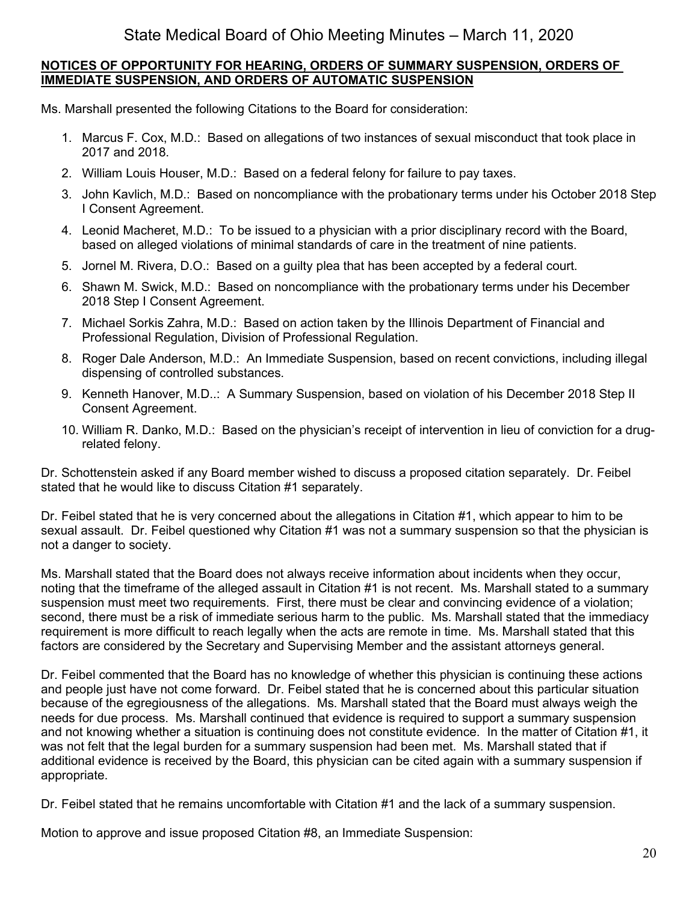**NOTICES OF OPPORTUNITY FOR HEARING, ORDERS OF SUMMARY SUSPENSION, ORDERS OF IMMEDIATE SUSPENSION, AND ORDERS OF AUTOMATIC SUSPENSION**

Ms. Marshall presented the following Citations to the Board for consideration:

1. Marcus F. Cox, M.D.: Based on allegations of two instances of sexual misconduct that took place in 2017 and 2018.
2. William Louis Houser, M.D.: Based on a federal felony for failure to pay taxes.
3. John Kavlich, M.D.: Based on noncompliance with the probationary terms under his October 2018 Step I Consent Agreement.
4. Leonid Macheret, M.D.: To be issued to a physician with a prior disciplinary record with the Board, based on alleged violations of minimal standards of care in the treatment of nine patients.
5. Jornel M. Rivera, D.O.: Based on a guilty plea that has been accepted by a federal court.
6. Shawn M. Swick, M.D.: Based on noncompliance with the probationary terms under his December 2018 Step I Consent Agreement.
7. Michael Sorkis Zahra, M.D.: Based on action taken by the Illinois Department of Financial and Professional Regulation, Division of Professional Regulation.
8. Roger Dale Anderson, M.D.: An Immediate Suspension, based on recent convictions, including illegal dispensing of controlled substances.
9. Kenneth Hanover, M.D..: A Summary Suspension, based on violation of his December 2018 Step II Consent Agreement.
10. William R. Danko, M.D.: Based on the physician's receipt of intervention in lieu of conviction for a drug-related felony.

Dr. Schottenstein asked if any Board member wished to discuss a proposed citation separately. Dr. Feibel stated that he would like to discuss Citation #1 separately.

Dr. Feibel stated that he is very concerned about the allegations in Citation #1, which appear to him to be sexual assault. Dr. Feibel questioned why Citation #1 was not a summary suspension so that the physician is not a danger to society.

Ms. Marshall stated that the Board does not always receive information about incidents when they occur, noting that the timeframe of the alleged assault in Citation #1 is not recent. Ms. Marshall stated to a summary suspension must meet two requirements. First, there must be clear and convincing evidence of a violation; second, there must be a risk of immediate serious harm to the public. Ms. Marshall stated that the immediacy requirement is more difficult to reach legally when the acts are remote in time. Ms. Marshall stated that this factors are considered by the Secretary and Supervising Member and the assistant attorneys general.

Dr. Feibel commented that the Board has no knowledge of whether this physician is continuing these actions and people just have not come forward. Dr. Feibel stated that he is concerned about this particular situation because of the egregiousness of the allegations. Ms. Marshall stated that the Board must always weigh the needs for due process. Ms. Marshall continued that evidence is required to support a summary suspension and not knowing whether a situation is continuing does not constitute evidence. In the matter of Citation #1, it was not felt that the legal burden for a summary suspension had been met. Ms. Marshall stated that if additional evidence is received by the Board, this physician can be cited again with a summary suspension if appropriate.

Dr. Feibel stated that he remains uncomfortable with Citation #1 and the lack of a summary suspension.

Motion to approve and issue proposed Citation #8, an Immediate Suspension: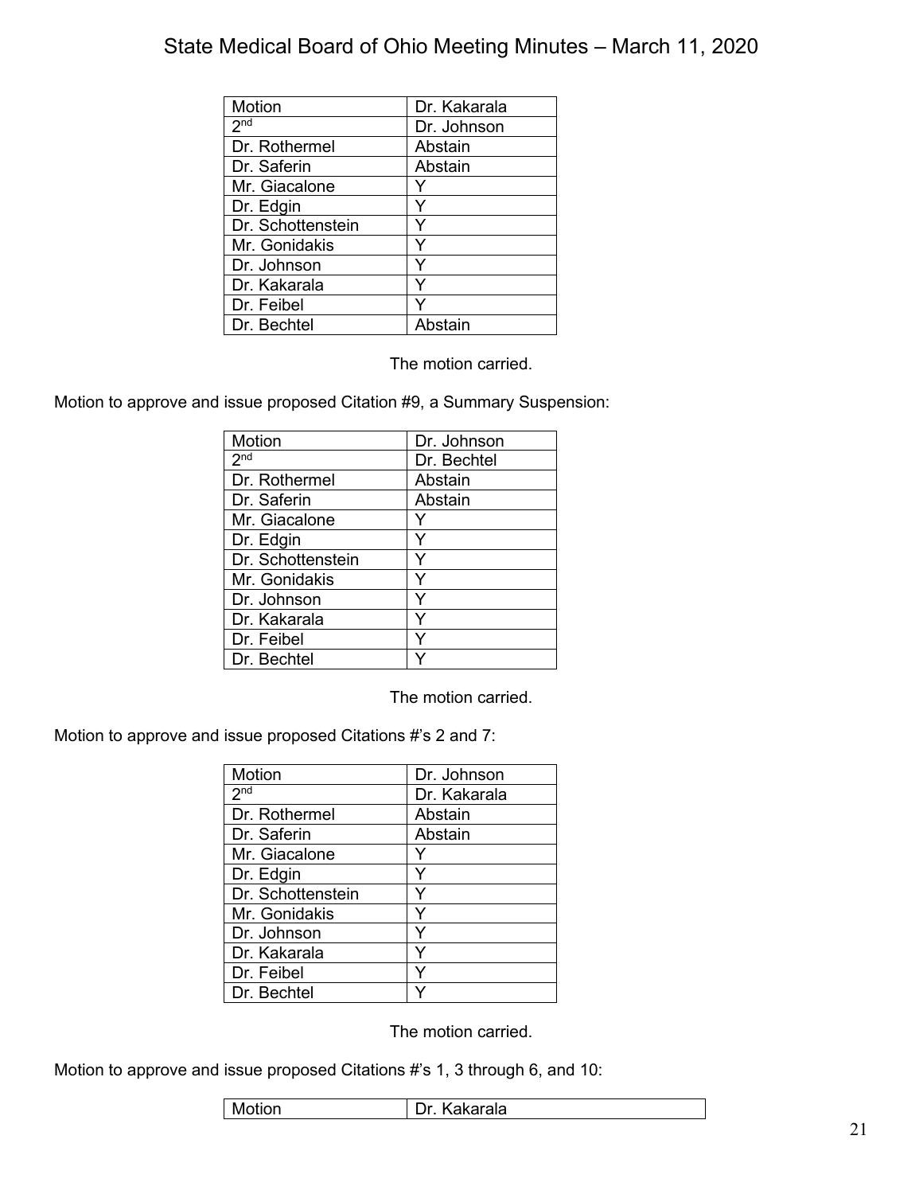| Motion | Dr. Kakarala |
|---|---|
| 2nd | Dr. Johnson |
| Dr. Rothermel | Abstain |
| Dr. Saferin | Abstain |
| Mr. Giacalone | Y |
| Dr. Edgin | Y |
| Dr. Schottenstein | Y |
| Mr. Gonidakis | Y |
| Dr. Johnson | Y |
| Dr. Kakarala | Y |
| Dr. Feibel | Y |
| Dr. Bechtel | Abstain |

The motion carried.

Motion to approve and issue proposed Citation #9, a Summary Suspension:

| Motion | Dr. Johnson |
|---|---|
| 2nd | Dr. Bechtel |
| Dr. Rothermel | Abstain |
| Dr. Saferin | Abstain |
| Mr. Giacalone | Y |
| Dr. Edgin | Y |
| Dr. Schottenstein | Y |
| Mr. Gonidakis | Y |
| Dr. Johnson | Y |
| Dr. Kakarala | Y |
| Dr. Feibel | Y |
| Dr. Bechtel | Y |

The motion carried.

Motion to approve and issue proposed Citations #'s 2 and 7:

| Motion | Dr. Johnson |
|---|---|
| 2nd | Dr. Kakarala |
| Dr. Rothermel | Abstain |
| Dr. Saferin | Abstain |
| Mr. Giacalone | Y |
| Dr. Edgin | Y |
| Dr. Schottenstein | Y |
| Mr. Gonidakis | Y |
| Dr. Johnson | Y |
| Dr. Kakarala | Y |
| Dr. Feibel | Y |
| Dr. Bechtel | Y |

The motion carried.

Motion to approve and issue proposed Citations #'s 1, 3 through 6, and 10:

| Motion | Dr. Kakarala |
|---|---|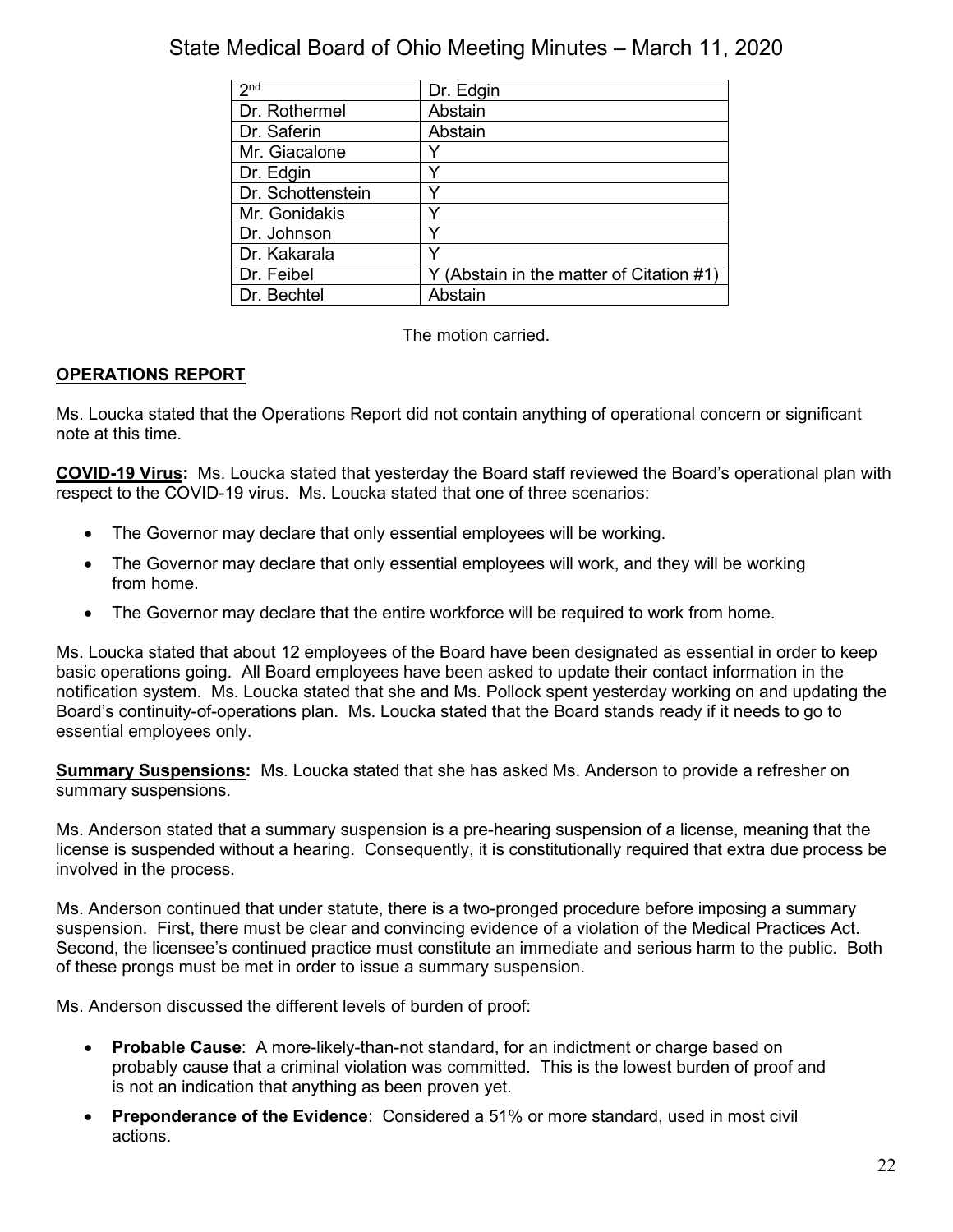| 2nd | Dr. Edgin |
|---|---|
| Dr. Rothermel | Abstain |
| Dr. Saferin | Abstain |
| Mr. Giacalone | Y |
| Dr. Edgin | Y |
| Dr. Schottenstein | Y |
| Mr. Gonidakis | Y |
| Dr. Johnson | Y |
| Dr. Kakarala | Y |
| Dr. Feibel | Y (Abstain in the matter of Citation #1) |
| Dr. Bechtel | Abstain |

The motion carried.

**OPERATIONS REPORT**

Ms. Loucka stated that the Operations Report did not contain anything of operational concern or significant note at this time.

**COVID-19 Virus:** Ms. Loucka stated that yesterday the Board staff reviewed the Board's operational plan with respect to the COVID-19 virus. Ms. Loucka stated that one of three scenarios:

- The Governor may declare that only essential employees will be working.
- The Governor may declare that only essential employees will work, and they will be working from home.
- The Governor may declare that the entire workforce will be required to work from home.

Ms. Loucka stated that about 12 employees of the Board have been designated as essential in order to keep basic operations going. All Board employees have been asked to update their contact information in the notification system. Ms. Loucka stated that she and Ms. Pollock spent yesterday working on and updating the Board's continuity-of-operations plan. Ms. Loucka stated that the Board stands ready if it needs to go to essential employees only.

**Summary Suspensions:** Ms. Loucka stated that she has asked Ms. Anderson to provide a refresher on summary suspensions.

Ms. Anderson stated that a summary suspension is a pre-hearing suspension of a license, meaning that the license is suspended without a hearing. Consequently, it is constitutionally required that extra due process be involved in the process.

Ms. Anderson continued that under statute, there is a two-pronged procedure before imposing a summary suspension. First, there must be clear and convincing evidence of a violation of the Medical Practices Act. Second, the licensee's continued practice must constitute an immediate and serious harm to the public. Both of these prongs must be met in order to issue a summary suspension.

Ms. Anderson discussed the different levels of burden of proof:

- **Probable Cause**: A more-likely-than-not standard, for an indictment or charge based on probably cause that a criminal violation was committed. This is the lowest burden of proof and is not an indication that anything as been proven yet.
- **Preponderance of the Evidence**: Considered a 51% or more standard, used in most civil actions.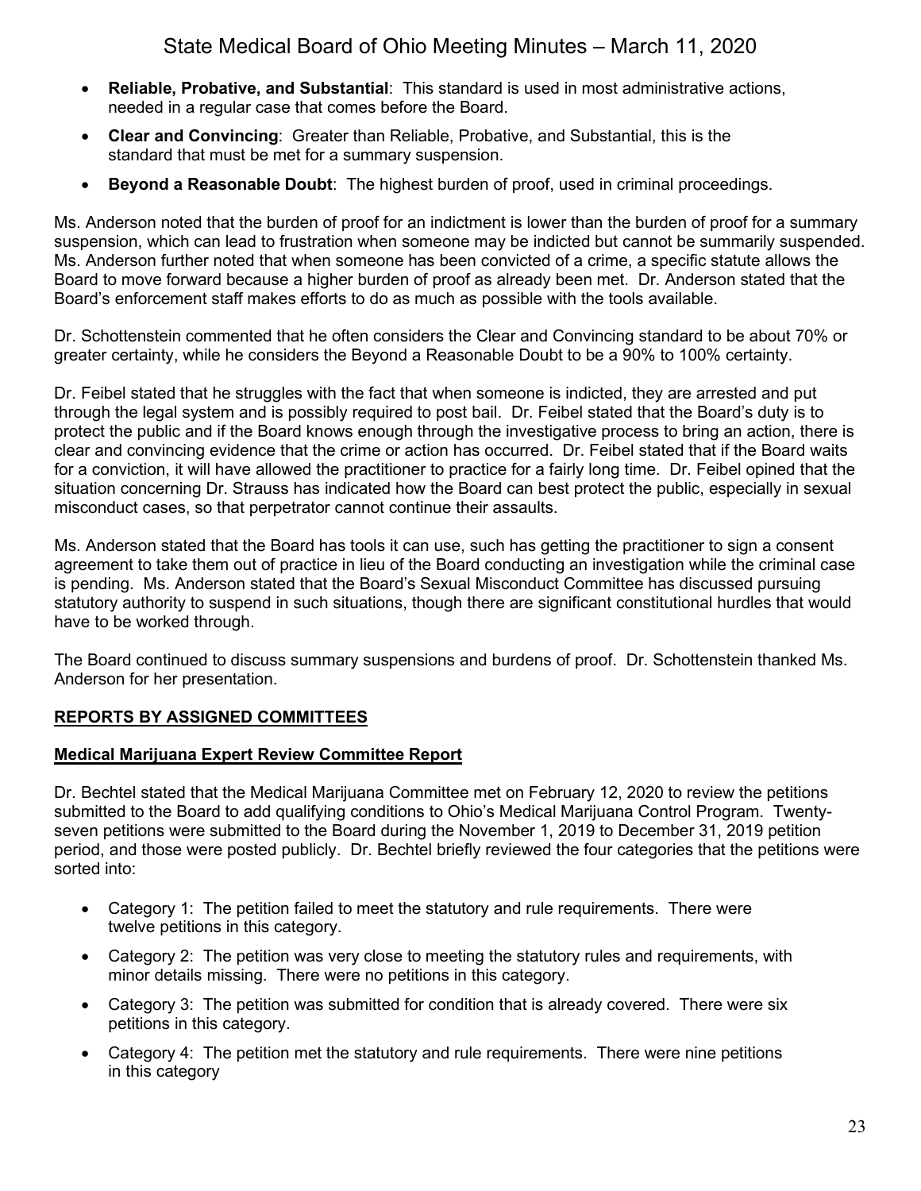- **Reliable, Probative, and Substantial**: This standard is used in most administrative actions, needed in a regular case that comes before the Board.
- **Clear and Convincing**: Greater than Reliable, Probative, and Substantial, this is the standard that must be met for a summary suspension.
- **Beyond a Reasonable Doubt**: The highest burden of proof, used in criminal proceedings.

Ms. Anderson noted that the burden of proof for an indictment is lower than the burden of proof for a summary suspension, which can lead to frustration when someone may be indicted but cannot be summarily suspended. Ms. Anderson further noted that when someone has been convicted of a crime, a specific statute allows the Board to move forward because a higher burden of proof as already been met. Dr. Anderson stated that the Board's enforcement staff makes efforts to do as much as possible with the tools available.

Dr. Schottenstein commented that he often considers the Clear and Convincing standard to be about 70% or greater certainty, while he considers the Beyond a Reasonable Doubt to be a 90% to 100% certainty.

Dr. Feibel stated that he struggles with the fact that when someone is indicted, they are arrested and put through the legal system and is possibly required to post bail. Dr. Feibel stated that the Board's duty is to protect the public and if the Board knows enough through the investigative process to bring an action, there is clear and convincing evidence that the crime or action has occurred. Dr. Feibel stated that if the Board waits for a conviction, it will have allowed the practitioner to practice for a fairly long time. Dr. Feibel opined that the situation concerning Dr. Strauss has indicated how the Board can best protect the public, especially in sexual misconduct cases, so that perpetrator cannot continue their assaults.

Ms. Anderson stated that the Board has tools it can use, such has getting the practitioner to sign a consent agreement to take them out of practice in lieu of the Board conducting an investigation while the criminal case is pending. Ms. Anderson stated that the Board's Sexual Misconduct Committee has discussed pursuing statutory authority to suspend in such situations, though there are significant constitutional hurdles that would have to be worked through.

The Board continued to discuss summary suspensions and burdens of proof. Dr. Schottenstein thanked Ms. Anderson for her presentation.

## REPORTS BY ASSIGNED COMMITTEES

### Medical Marijuana Expert Review Committee Report

Dr. Bechtel stated that the Medical Marijuana Committee met on February 12, 2020 to review the petitions submitted to the Board to add qualifying conditions to Ohio's Medical Marijuana Control Program. Twenty-seven petitions were submitted to the Board during the November 1, 2019 to December 31, 2019 petition period, and those were posted publicly. Dr. Bechtel briefly reviewed the four categories that the petitions were sorted into:

- Category 1: The petition failed to meet the statutory and rule requirements. There were twelve petitions in this category.
- Category 2: The petition was very close to meeting the statutory rules and requirements, with minor details missing. There were no petitions in this category.
- Category 3: The petition was submitted for condition that is already covered. There were six petitions in this category.
- Category 4: The petition met the statutory and rule requirements. There were nine petitions in this category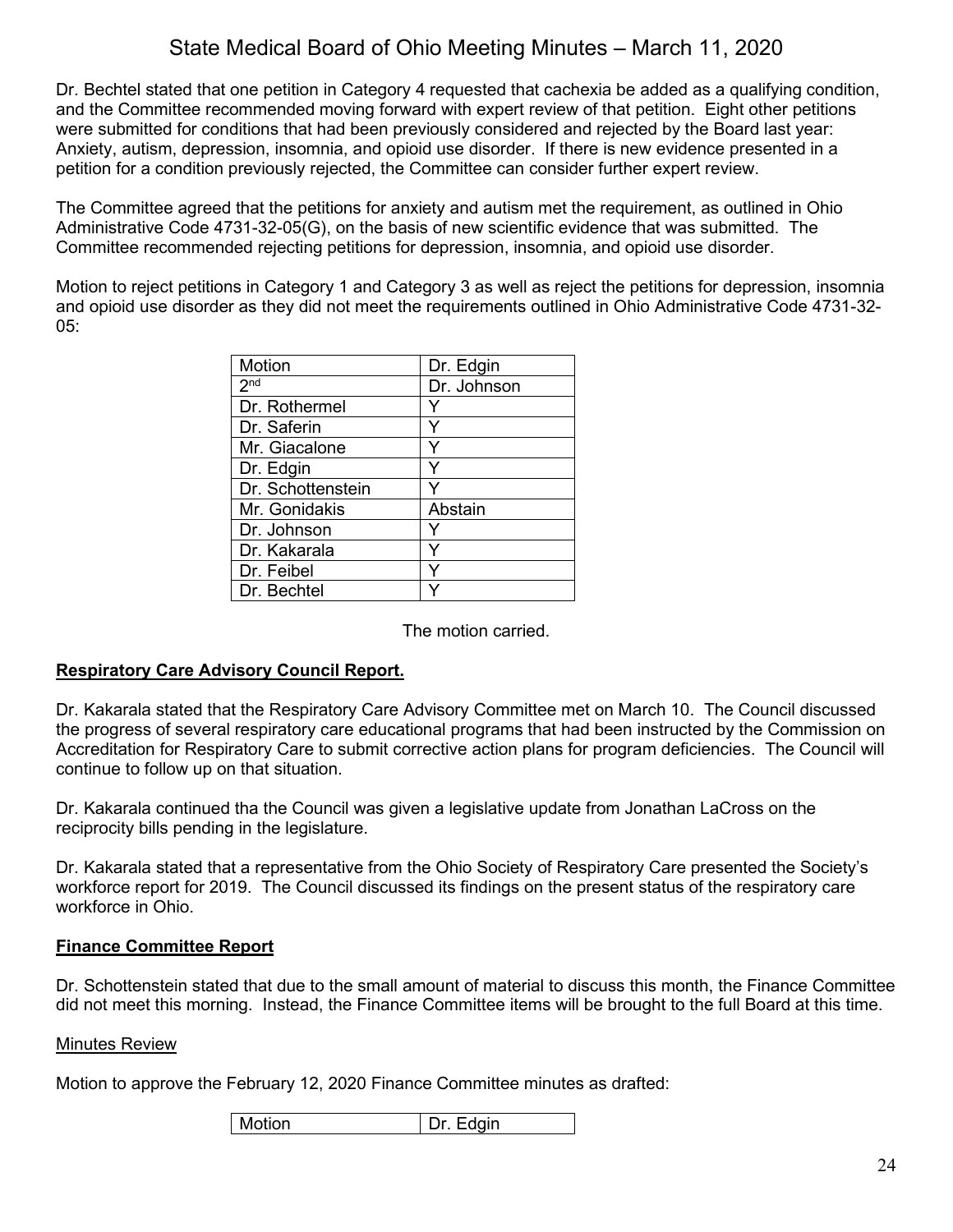Dr. Bechtel stated that one petition in Category 4 requested that cachexia be added as a qualifying condition, and the Committee recommended moving forward with expert review of that petition. Eight other petitions were submitted for conditions that had been previously considered and rejected by the Board last year: Anxiety, autism, depression, insomnia, and opioid use disorder. If there is new evidence presented in a petition for a condition previously rejected, the Committee can consider further expert review.

The Committee agreed that the petitions for anxiety and autism met the requirement, as outlined in Ohio Administrative Code 4731-32-05(G), on the basis of new scientific evidence that was submitted. The Committee recommended rejecting petitions for depression, insomnia, and opioid use disorder.

Motion to reject petitions in Category 1 and Category 3 as well as reject the petitions for depression, insomnia and opioid use disorder as they did not meet the requirements outlined in Ohio Administrative Code 4731-32-05:

| Motion | Dr. Edgin |
|---|---|
| 2nd | Dr. Johnson |
| Dr. Rothermel | Y |
| Dr. Saferin | Y |
| Mr. Giacalone | Y |
| Dr. Edgin | Y |
| Dr. Schottenstein | Y |
| Mr. Gonidakis | Abstain |
| Dr. Johnson | Y |
| Dr. Kakarala | Y |
| Dr. Feibel | Y |
| Dr. Bechtel | Y |

The motion carried.

**Respiratory Care Advisory Council Report.**

Dr. Kakarala stated that the Respiratory Care Advisory Committee met on March 10. The Council discussed the progress of several respiratory care educational programs that had been instructed by the Commission on Accreditation for Respiratory Care to submit corrective action plans for program deficiencies. The Council will continue to follow up on that situation.

Dr. Kakarala continued tha the Council was given a legislative update from Jonathan LaCross on the reciprocity bills pending in the legislature.

Dr. Kakarala stated that a representative from the Ohio Society of Respiratory Care presented the Society's workforce report for 2019. The Council discussed its findings on the present status of the respiratory care workforce in Ohio.

**Finance Committee Report**

Dr. Schottenstein stated that due to the small amount of material to discuss this month, the Finance Committee did not meet this morning. Instead, the Finance Committee items will be brought to the full Board at this time.

Minutes Review

Motion to approve the February 12, 2020 Finance Committee minutes as drafted:

| Motion | Dr. Edgin |
|---|---|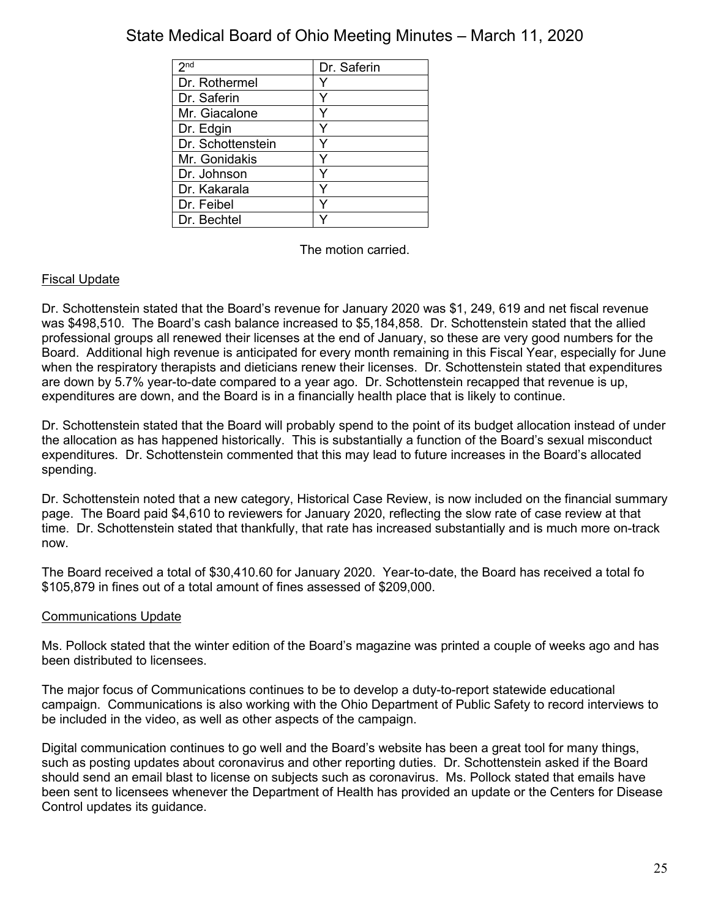| 2nd | Dr. Saferin |
| --- | --- |
| Dr. Rothermel | Y |
| Dr. Saferin | Y |
| Mr. Giacalone | Y |
| Dr. Edgin | Y |
| Dr. Schottenstein | Y |
| Mr. Gonidakis | Y |
| Dr. Johnson | Y |
| Dr. Kakarala | Y |
| Dr. Feibel | Y |
| Dr. Bechtel | Y |

The motion carried.

Fiscal Update

Dr. Schottenstein stated that the Board's revenue for January 2020 was $1, 249, 619 and net fiscal revenue was $498,510. The Board's cash balance increased to $5,184,858. Dr. Schottenstein stated that the allied professional groups all renewed their licenses at the end of January, so these are very good numbers for the Board. Additional high revenue is anticipated for every month remaining in this Fiscal Year, especially for June when the respiratory therapists and dieticians renew their licenses. Dr. Schottenstein stated that expenditures are down by 5.7% year-to-date compared to a year ago. Dr. Schottenstein recapped that revenue is up, expenditures are down, and the Board is in a financially health place that is likely to continue.

Dr. Schottenstein stated that the Board will probably spend to the point of its budget allocation instead of under the allocation as has happened historically. This is substantially a function of the Board's sexual misconduct expenditures. Dr. Schottenstein commented that this may lead to future increases in the Board's allocated spending.

Dr. Schottenstein noted that a new category, Historical Case Review, is now included on the financial summary page. The Board paid $4,610 to reviewers for January 2020, reflecting the slow rate of case review at that time. Dr. Schottenstein stated that thankfully, that rate has increased substantially and is much more on-track now.

The Board received a total of $30,410.60 for January 2020. Year-to-date, the Board has received a total fo $105,879 in fines out of a total amount of fines assessed of $209,000.

Communications Update

Ms. Pollock stated that the winter edition of the Board's magazine was printed a couple of weeks ago and has been distributed to licensees.

The major focus of Communications continues to be to develop a duty-to-report statewide educational campaign. Communications is also working with the Ohio Department of Public Safety to record interviews to be included in the video, as well as other aspects of the campaign.

Digital communication continues to go well and the Board's website has been a great tool for many things, such as posting updates about coronavirus and other reporting duties. Dr. Schottenstein asked if the Board should send an email blast to license on subjects such as coronavirus. Ms. Pollock stated that emails have been sent to licensees whenever the Department of Health has provided an update or the Centers for Disease Control updates its guidance.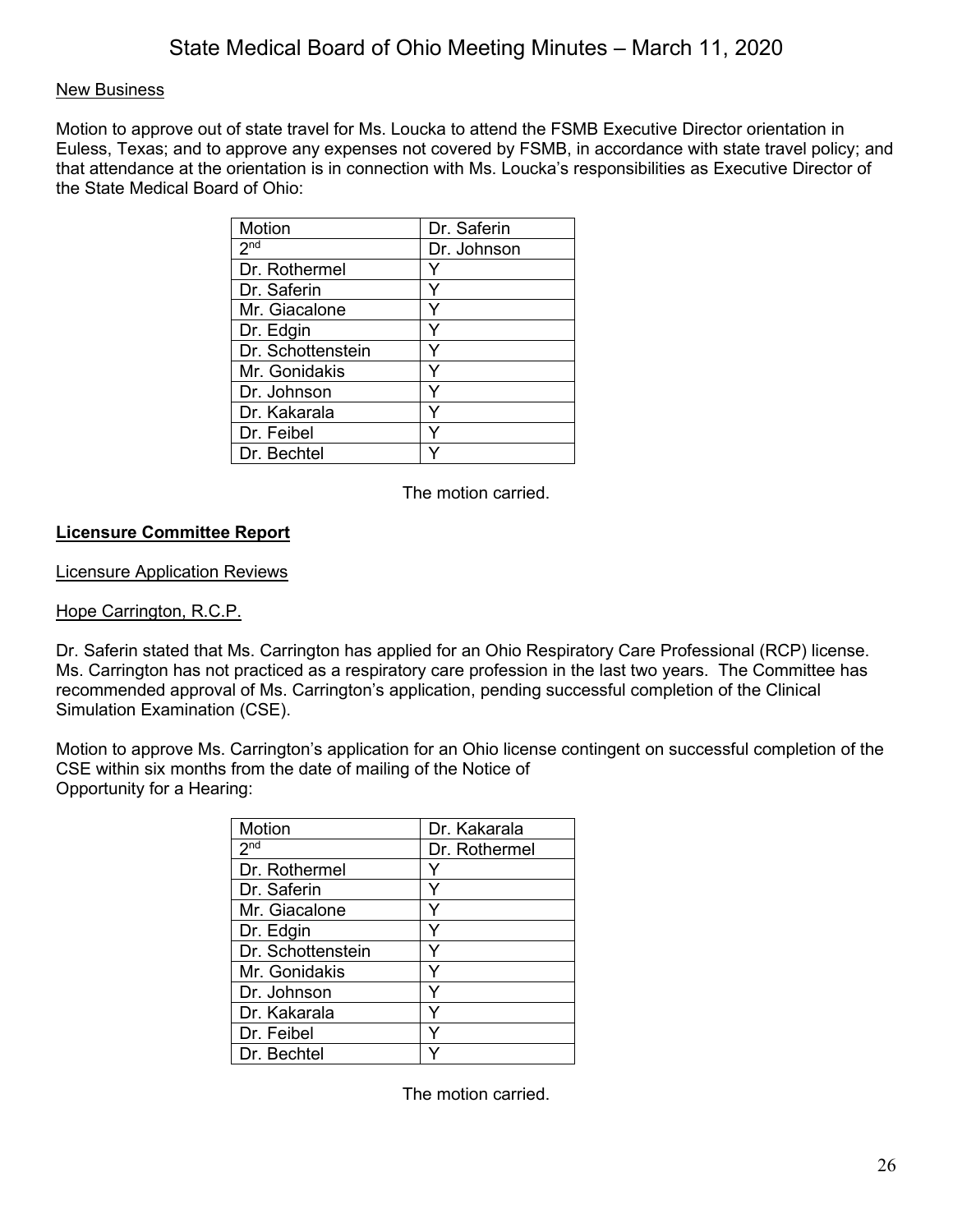New Business

Motion to approve out of state travel for Ms. Loucka to attend the FSMB Executive Director orientation in Euless, Texas; and to approve any expenses not covered by FSMB, in accordance with state travel policy; and that attendance at the orientation is in connection with Ms. Loucka's responsibilities as Executive Director of the State Medical Board of Ohio:

| Motion | Dr. Saferin |
|---|---|
| 2nd | Dr. Johnson |
| Dr. Rothermel | Y |
| Dr. Saferin | Y |
| Mr. Giacalone | Y |
| Dr. Edgin | Y |
| Dr. Schottenstein | Y |
| Mr. Gonidakis | Y |
| Dr. Johnson | Y |
| Dr. Kakarala | Y |
| Dr. Feibel | Y |
| Dr. Bechtel | Y |

The motion carried.

**Licensure Committee Report**

Licensure Application Reviews

Hope Carrington, R.C.P.

Dr. Saferin stated that Ms. Carrington has applied for an Ohio Respiratory Care Professional (RCP) license. Ms. Carrington has not practiced as a respiratory care profession in the last two years. The Committee has recommended approval of Ms. Carrington's application, pending successful completion of the Clinical Simulation Examination (CSE).

Motion to approve Ms. Carrington's application for an Ohio license contingent on successful completion of the CSE within six months from the date of mailing of the Notice of Opportunity for a Hearing:

| Motion | Dr. Kakarala |
|---|---|
| 2nd | Dr. Rothermel |
| Dr. Rothermel | Y |
| Dr. Saferin | Y |
| Mr. Giacalone | Y |
| Dr. Edgin | Y |
| Dr. Schottenstein | Y |
| Mr. Gonidakis | Y |
| Dr. Johnson | Y |
| Dr. Kakarala | Y |
| Dr. Feibel | Y |
| Dr. Bechtel | Y |

The motion carried.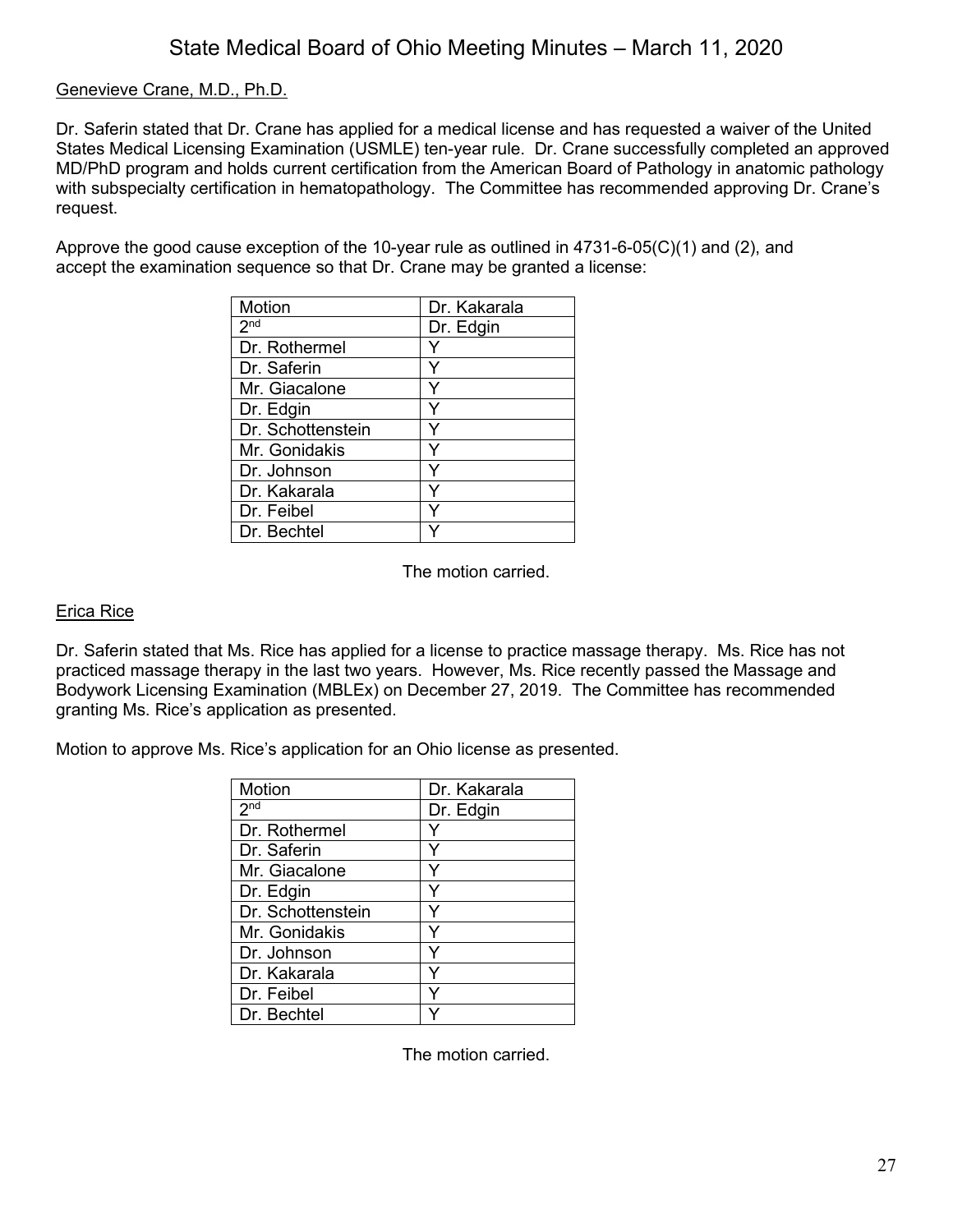Genevieve Crane, M.D., Ph.D.

Dr. Saferin stated that Dr. Crane has applied for a medical license and has requested a waiver of the United States Medical Licensing Examination (USMLE) ten-year rule. Dr. Crane successfully completed an approved MD/PhD program and holds current certification from the American Board of Pathology in anatomic pathology with subspecialty certification in hematopathology. The Committee has recommended approving Dr. Crane's request.

Approve the good cause exception of the 10-year rule as outlined in 4731-6-05(C)(1) and (2), and accept the examination sequence so that Dr. Crane may be granted a license:

| Motion | Dr. Kakarala |
|---|---|
| 2nd | Dr. Edgin |
| Dr. Rothermel | Y |
| Dr. Saferin | Y |
| Mr. Giacalone | Y |
| Dr. Edgin | Y |
| Dr. Schottenstein | Y |
| Mr. Gonidakis | Y |
| Dr. Johnson | Y |
| Dr. Kakarala | Y |
| Dr. Feibel | Y |
| Dr. Bechtel | Y |

The motion carried.

Erica Rice

Dr. Saferin stated that Ms. Rice has applied for a license to practice massage therapy. Ms. Rice has not practiced massage therapy in the last two years. However, Ms. Rice recently passed the Massage and Bodywork Licensing Examination (MBLEx) on December 27, 2019. The Committee has recommended granting Ms. Rice's application as presented.

Motion to approve Ms. Rice's application for an Ohio license as presented.

| Motion | Dr. Kakarala |
|---|---|
| 2nd | Dr. Edgin |
| Dr. Rothermel | Y |
| Dr. Saferin | Y |
| Mr. Giacalone | Y |
| Dr. Edgin | Y |
| Dr. Schottenstein | Y |
| Mr. Gonidakis | Y |
| Dr. Johnson | Y |
| Dr. Kakarala | Y |
| Dr. Feibel | Y |
| Dr. Bechtel | Y |

The motion carried.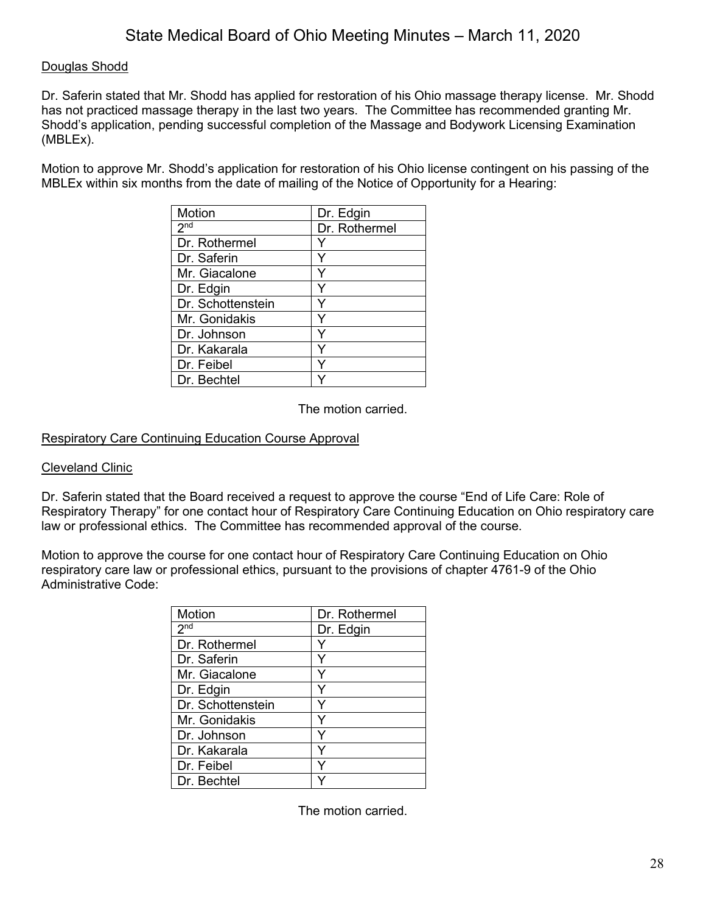Douglas Shodd

Dr. Saferin stated that Mr. Shodd has applied for restoration of his Ohio massage therapy license. Mr. Shodd has not practiced massage therapy in the last two years. The Committee has recommended granting Mr. Shodd's application, pending successful completion of the Massage and Bodywork Licensing Examination (MBLEx).

Motion to approve Mr. Shodd's application for restoration of his Ohio license contingent on his passing of the MBLEx within six months from the date of mailing of the Notice of Opportunity for a Hearing:

| Motion | Dr. Edgin |
|---|---|
| 2nd | Dr. Rothermel |
| Dr. Rothermel | Y |
| Dr. Saferin | Y |
| Mr. Giacalone | Y |
| Dr. Edgin | Y |
| Dr. Schottenstein | Y |
| Mr. Gonidakis | Y |
| Dr. Johnson | Y |
| Dr. Kakarala | Y |
| Dr. Feibel | Y |
| Dr. Bechtel | Y |

The motion carried.

Respiratory Care Continuing Education Course Approval

Cleveland Clinic

Dr. Saferin stated that the Board received a request to approve the course "End of Life Care: Role of Respiratory Therapy" for one contact hour of Respiratory Care Continuing Education on Ohio respiratory care law or professional ethics. The Committee has recommended approval of the course.

Motion to approve the course for one contact hour of Respiratory Care Continuing Education on Ohio respiratory care law or professional ethics, pursuant to the provisions of chapter 4761-9 of the Ohio Administrative Code:

| Motion | Dr. Rothermel |
|---|---|
| 2nd | Dr. Edgin |
| Dr. Rothermel | Y |
| Dr. Saferin | Y |
| Mr. Giacalone | Y |
| Dr. Edgin | Y |
| Dr. Schottenstein | Y |
| Mr. Gonidakis | Y |
| Dr. Johnson | Y |
| Dr. Kakarala | Y |
| Dr. Feibel | Y |
| Dr. Bechtel | Y |

The motion carried.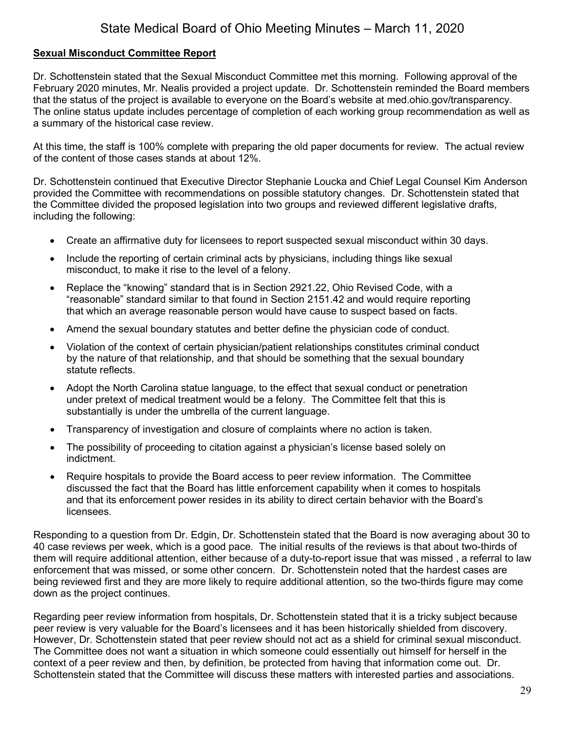**Sexual Misconduct Committee Report**

Dr. Schottenstein stated that the Sexual Misconduct Committee met this morning. Following approval of the February 2020 minutes, Mr. Nealis provided a project update. Dr. Schottenstein reminded the Board members that the status of the project is available to everyone on the Board's website at med.ohio.gov/transparency. The online status update includes percentage of completion of each working group recommendation as well as a summary of the historical case review.

At this time, the staff is 100% complete with preparing the old paper documents for review. The actual review of the content of those cases stands at about 12%.

Dr. Schottenstein continued that Executive Director Stephanie Loucka and Chief Legal Counsel Kim Anderson provided the Committee with recommendations on possible statutory changes. Dr. Schottenstein stated that the Committee divided the proposed legislation into two groups and reviewed different legislative drafts, including the following:

- Create an affirmative duty for licensees to report suspected sexual misconduct within 30 days.
- Include the reporting of certain criminal acts by physicians, including things like sexual misconduct, to make it rise to the level of a felony.
- Replace the "knowing" standard that is in Section 2921.22, Ohio Revised Code, with a "reasonable" standard similar to that found in Section 2151.42 and would require reporting that which an average reasonable person would have cause to suspect based on facts.
- Amend the sexual boundary statutes and better define the physician code of conduct.
- Violation of the context of certain physician/patient relationships constitutes criminal conduct by the nature of that relationship, and that should be something that the sexual boundary statute reflects.
- Adopt the North Carolina statue language, to the effect that sexual conduct or penetration under pretext of medical treatment would be a felony. The Committee felt that this is substantially is under the umbrella of the current language.
- Transparency of investigation and closure of complaints where no action is taken.
- The possibility of proceeding to citation against a physician's license based solely on indictment.
- Require hospitals to provide the Board access to peer review information. The Committee discussed the fact that the Board has little enforcement capability when it comes to hospitals and that its enforcement power resides in its ability to direct certain behavior with the Board's licensees.

Responding to a question from Dr. Edgin, Dr. Schottenstein stated that the Board is now averaging about 30 to 40 case reviews per week, which is a good pace. The initial results of the reviews is that about two-thirds of them will require additional attention, either because of a duty-to-report issue that was missed , a referral to law enforcement that was missed, or some other concern. Dr. Schottenstein noted that the hardest cases are being reviewed first and they are more likely to require additional attention, so the two-thirds figure may come down as the project continues.

Regarding peer review information from hospitals, Dr. Schottenstein stated that it is a tricky subject because peer review is very valuable for the Board's licensees and it has been historically shielded from discovery. However, Dr. Schottenstein stated that peer review should not act as a shield for criminal sexual misconduct. The Committee does not want a situation in which someone could essentially out himself for herself in the context of a peer review and then, by definition, be protected from having that information come out. Dr. Schottenstein stated that the Committee will discuss these matters with interested parties and associations.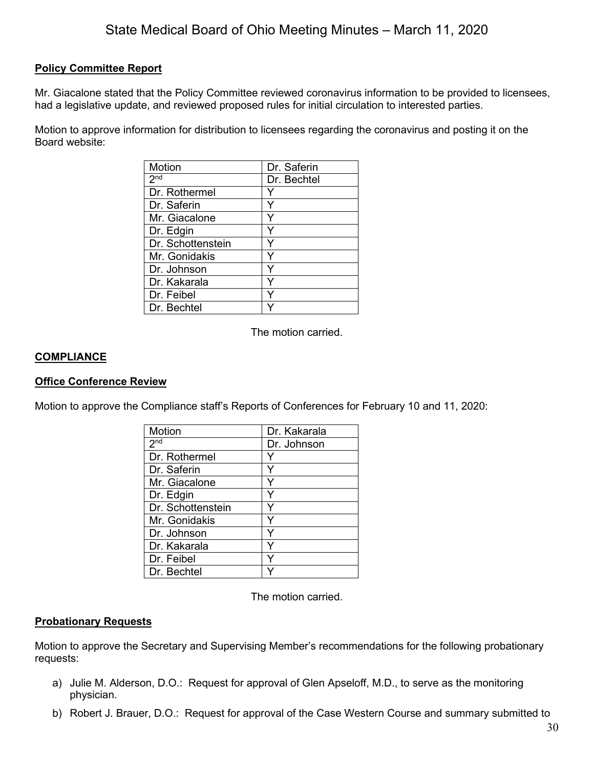**Policy Committee Report**

Mr. Giacalone stated that the Policy Committee reviewed coronavirus information to be provided to licensees, had a legislative update, and reviewed proposed rules for initial circulation to interested parties.

Motion to approve information for distribution to licensees regarding the coronavirus and posting it on the Board website:

| Motion | Dr. Saferin |
|---|---|
| 2nd | Dr. Bechtel |
| Dr. Rothermel | Y |
| Dr. Saferin | Y |
| Mr. Giacalone | Y |
| Dr. Edgin | Y |
| Dr. Schottenstein | Y |
| Mr. Gonidakis | Y |
| Dr. Johnson | Y |
| Dr. Kakarala | Y |
| Dr. Feibel | Y |
| Dr. Bechtel | Y |

The motion carried.

## COMPLIANCE

**Office Conference Review**

Motion to approve the Compliance staff's Reports of Conferences for February 10 and 11, 2020:

| Motion | Dr. Kakarala |
|---|---|
| 2nd | Dr. Johnson |
| Dr. Rothermel | Y |
| Dr. Saferin | Y |
| Mr. Giacalone | Y |
| Dr. Edgin | Y |
| Dr. Schottenstein | Y |
| Mr. Gonidakis | Y |
| Dr. Johnson | Y |
| Dr. Kakarala | Y |
| Dr. Feibel | Y |
| Dr. Bechtel | Y |

The motion carried.

**Probationary Requests**

Motion to approve the Secretary and Supervising Member's recommendations for the following probationary requests:

a) Julie M. Alderson, D.O.: Request for approval of Glen Apseloff, M.D., to serve as the monitoring physician.

b) Robert J. Brauer, D.O.: Request for approval of the Case Western Course and summary submitted to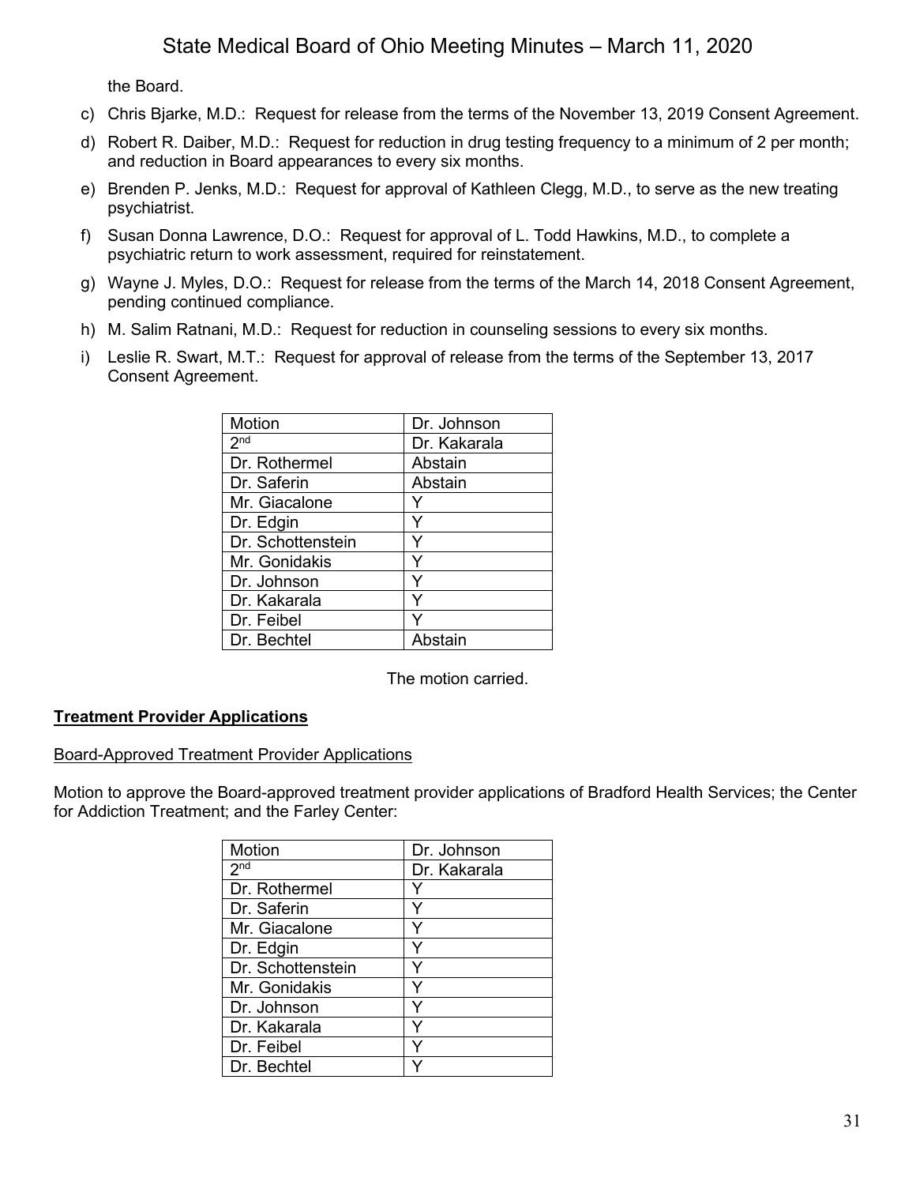the Board.

c) Chris Bjarke, M.D.: Request for release from the terms of the November 13, 2019 Consent Agreement.

d) Robert R. Daiber, M.D.: Request for reduction in drug testing frequency to a minimum of 2 per month; and reduction in Board appearances to every six months.

e) Brenden P. Jenks, M.D.: Request for approval of Kathleen Clegg, M.D., to serve as the new treating psychiatrist.

f) Susan Donna Lawrence, D.O.: Request for approval of L. Todd Hawkins, M.D., to complete a psychiatric return to work assessment, required for reinstatement.

g) Wayne J. Myles, D.O.: Request for release from the terms of the March 14, 2018 Consent Agreement, pending continued compliance.

h) M. Salim Ratnani, M.D.: Request for reduction in counseling sessions to every six months.

i) Leslie R. Swart, M.T.: Request for approval of release from the terms of the September 13, 2017 Consent Agreement.

| Motion | Dr. Johnson |
|---|---|
| 2nd | Dr. Kakarala |
| Dr. Rothermel | Abstain |
| Dr. Saferin | Abstain |
| Mr. Giacalone | Y |
| Dr. Edgin | Y |
| Dr. Schottenstein | Y |
| Mr. Gonidakis | Y |
| Dr. Johnson | Y |
| Dr. Kakarala | Y |
| Dr. Feibel | Y |
| Dr. Bechtel | Abstain |

The motion carried.

**Treatment Provider Applications**

Board-Approved Treatment Provider Applications

Motion to approve the Board-approved treatment provider applications of Bradford Health Services; the Center for Addiction Treatment; and the Farley Center:

| Motion | Dr. Johnson |
|---|---|
| 2nd | Dr. Kakarala |
| Dr. Rothermel | Y |
| Dr. Saferin | Y |
| Mr. Giacalone | Y |
| Dr. Edgin | Y |
| Dr. Schottenstein | Y |
| Mr. Gonidakis | Y |
| Dr. Johnson | Y |
| Dr. Kakarala | Y |
| Dr. Feibel | Y |
| Dr. Bechtel | Y |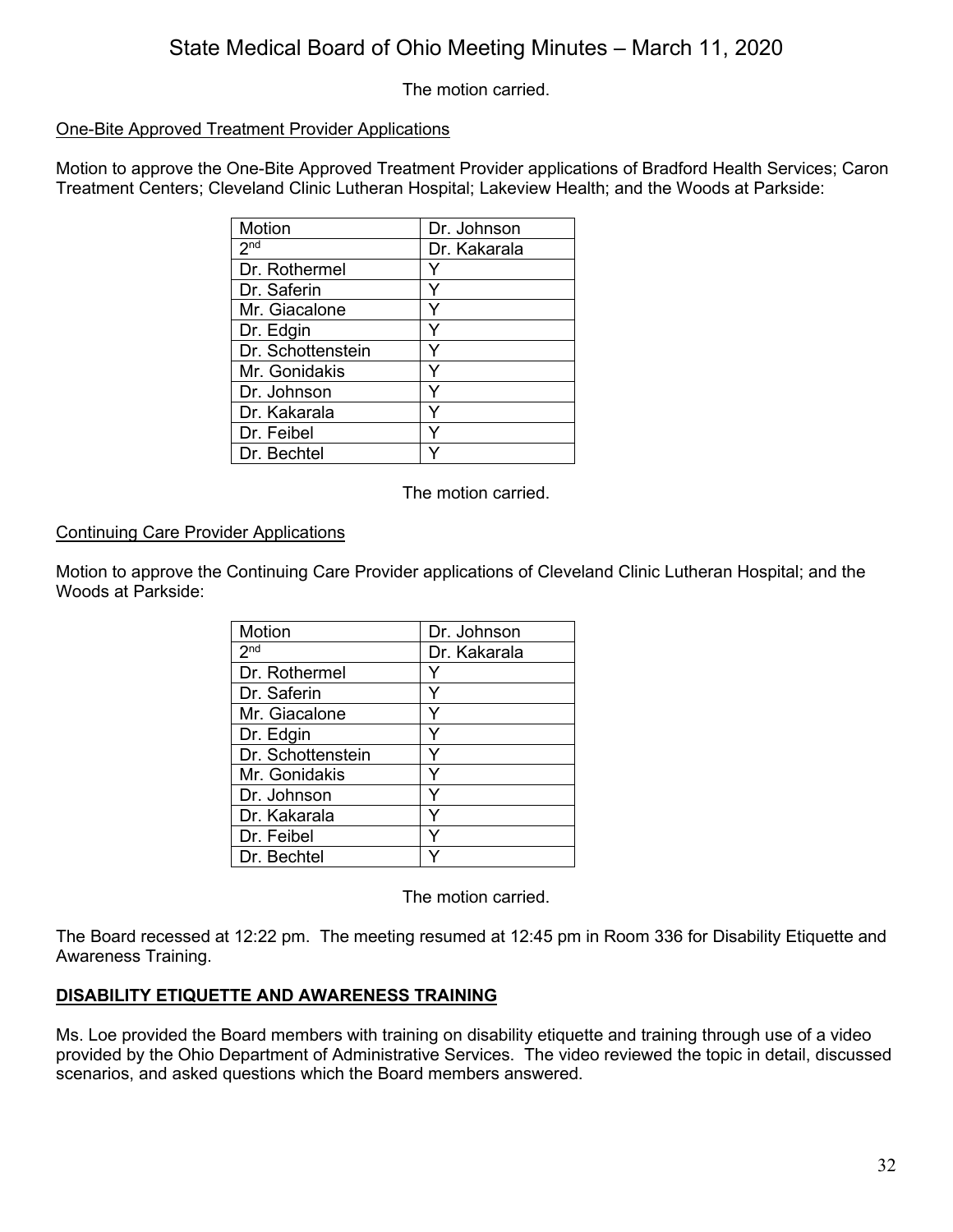The motion carried.

One-Bite Approved Treatment Provider Applications

Motion to approve the One-Bite Approved Treatment Provider applications of Bradford Health Services; Caron Treatment Centers; Cleveland Clinic Lutheran Hospital; Lakeview Health; and the Woods at Parkside:

| Motion | Dr. Johnson |
|---|---|
| 2nd | Dr. Kakarala |
| Dr. Rothermel | Y |
| Dr. Saferin | Y |
| Mr. Giacalone | Y |
| Dr. Edgin | Y |
| Dr. Schottenstein | Y |
| Mr. Gonidakis | Y |
| Dr. Johnson | Y |
| Dr. Kakarala | Y |
| Dr. Feibel | Y |
| Dr. Bechtel | Y |

The motion carried.

Continuing Care Provider Applications

Motion to approve the Continuing Care Provider applications of Cleveland Clinic Lutheran Hospital; and the Woods at Parkside:

| Motion | Dr. Johnson |
|---|---|
| 2nd | Dr. Kakarala |
| Dr. Rothermel | Y |
| Dr. Saferin | Y |
| Mr. Giacalone | Y |
| Dr. Edgin | Y |
| Dr. Schottenstein | Y |
| Mr. Gonidakis | Y |
| Dr. Johnson | Y |
| Dr. Kakarala | Y |
| Dr. Feibel | Y |
| Dr. Bechtel | Y |

The motion carried.

The Board recessed at 12:22 pm. The meeting resumed at 12:45 pm in Room 336 for Disability Etiquette and Awareness Training.

**DISABILITY ETIQUETTE AND AWARENESS TRAINING**

Ms. Loe provided the Board members with training on disability etiquette and training through use of a video provided by the Ohio Department of Administrative Services. The video reviewed the topic in detail, discussed scenarios, and asked questions which the Board members answered.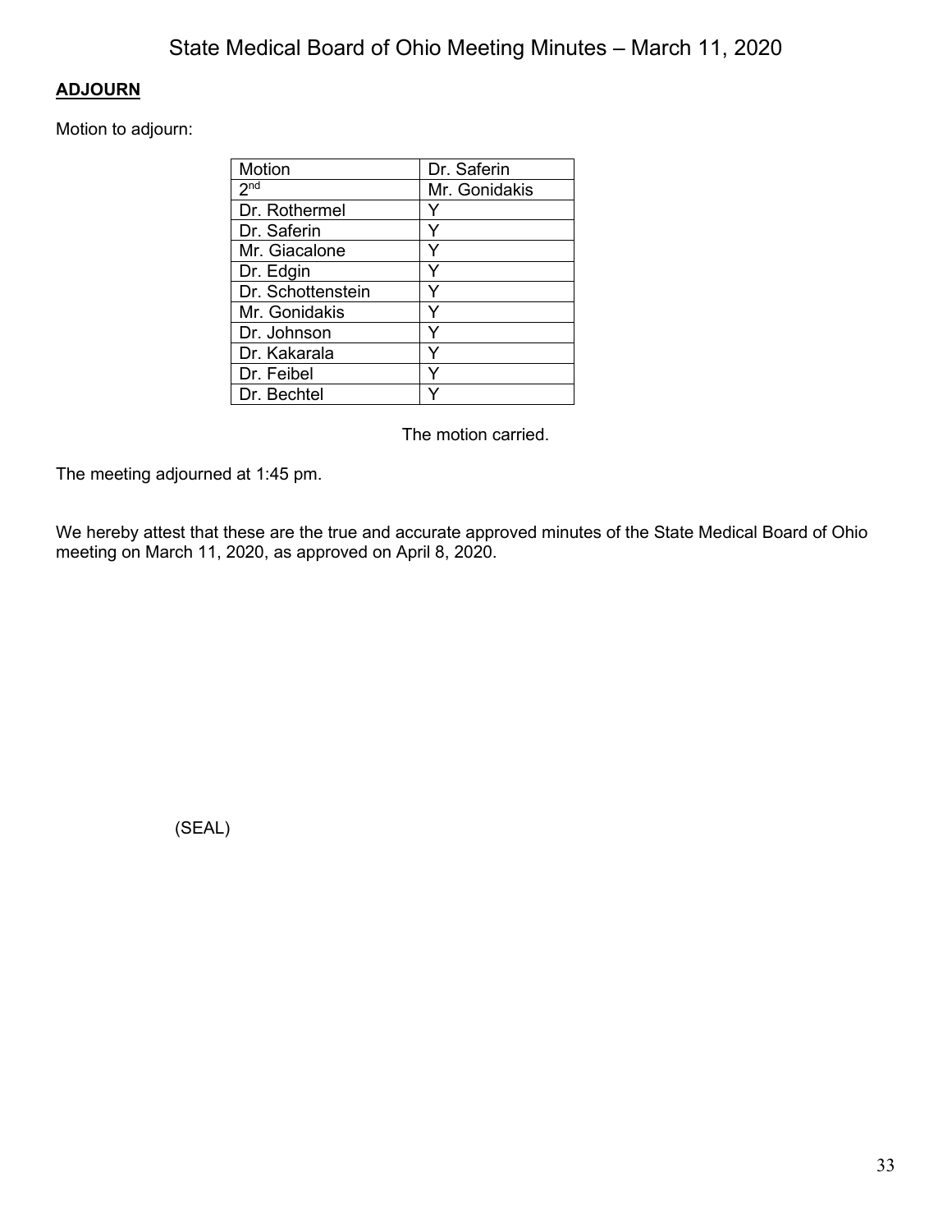**ADJOURN**

Motion to adjourn:

| | |
|---|---|
| Motion | Dr. Saferin |
| 2nd | Mr. Gonidakis |
| Dr. Rothermel | Y |
| Dr. Saferin | Y |
| Mr. Giacalone | Y |
| Dr. Edgin | Y |
| Dr. Schottenstein | Y |
| Mr. Gonidakis | Y |
| Dr. Johnson | Y |
| Dr. Kakarala | Y |
| Dr. Feibel | Y |
| Dr. Bechtel | Y |

The motion carried.

The meeting adjourned at 1:45 pm.

We hereby attest that these are the true and accurate approved minutes of the State Medical Board of Ohio meeting on March 11, 2020, as approved on April 8, 2020.

(SEAL)